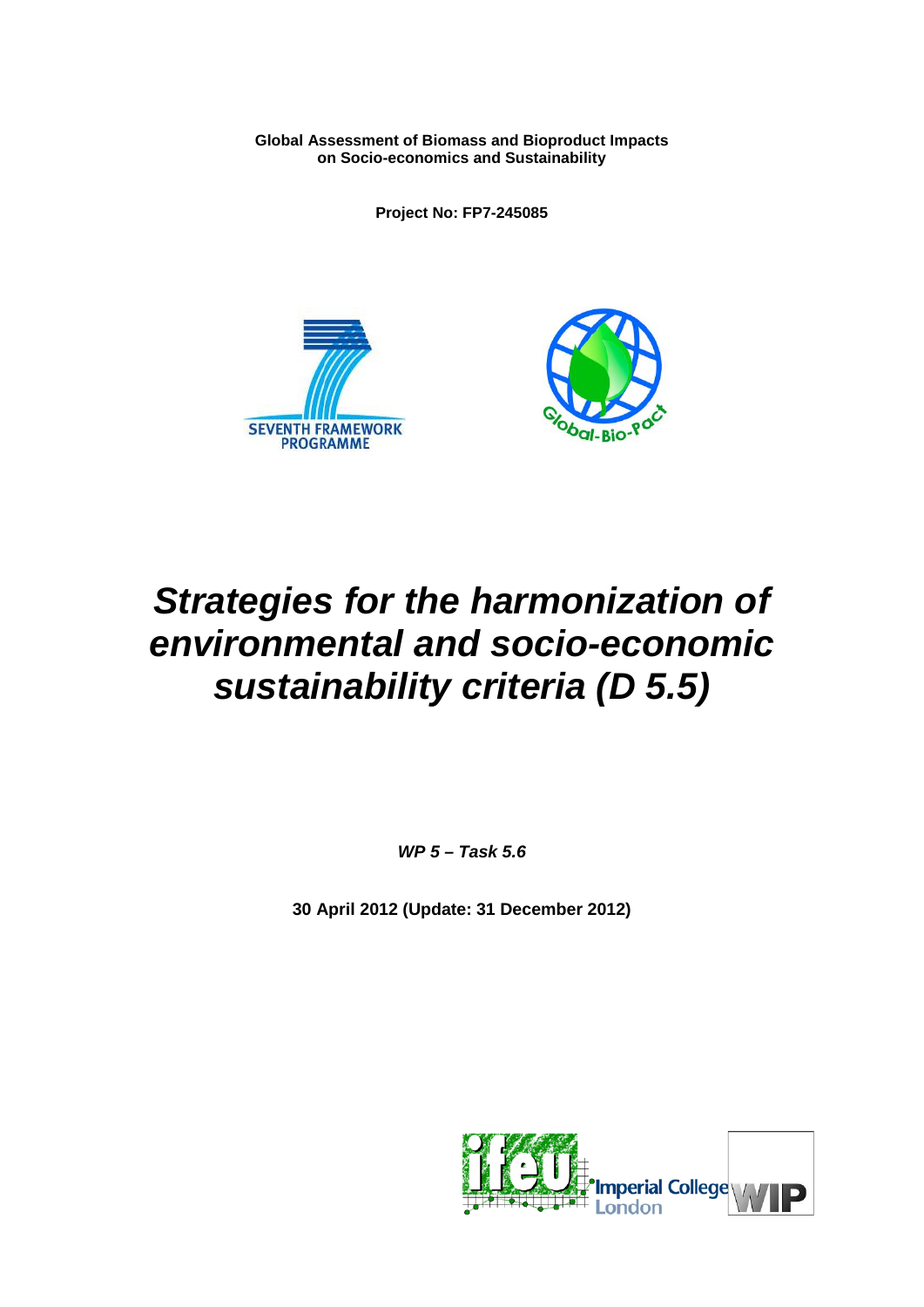**Global Assessment of Biomass and Bioproduct Impacts on Socio-economics and Sustainability**

**Project No: FP7-245085**

# *Strategies for the harmonization of environmental and socio-economic sustainability criteria (D 5.5)*

***WP 5 – Task 5.6***

**30 April 2012 (Update: 31 December 2012)**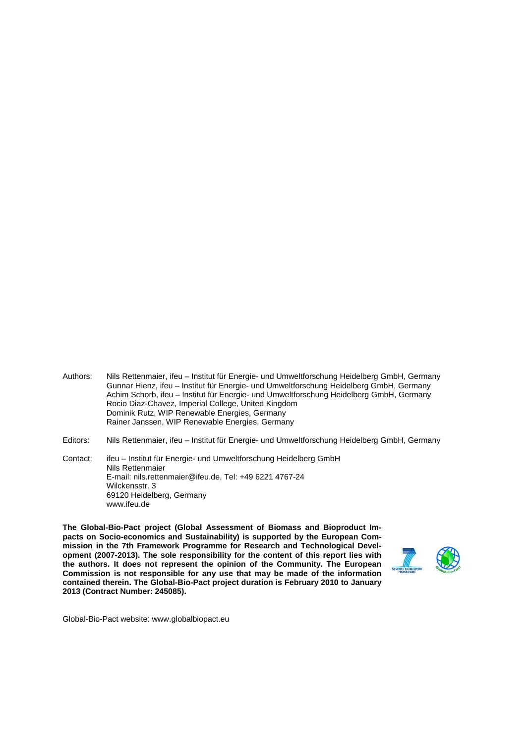Authors: Nils Rettenmaier, ifeu – Institut für Energie- und Umweltforschung Heidelberg GmbH, Germany
Gunnar Hienz, ifeu – Institut für Energie- und Umweltforschung Heidelberg GmbH, Germany
Achim Schorb, ifeu – Institut für Energie- und Umweltforschung Heidelberg GmbH, Germany
Rocio Diaz-Chavez, Imperial College, United Kingdom
Dominik Rutz, WIP Renewable Energies, Germany
Rainer Janssen, WIP Renewable Energies, Germany

Editors: Nils Rettenmaier, ifeu – Institut für Energie- und Umweltforschung Heidelberg GmbH, Germany

Contact: ifeu – Institut für Energie- und Umweltforschung Heidelberg GmbH
Nils Rettenmaier
E-mail: nils.rettenmaier@ifeu.de, Tel: +49 6221 4767-24
Wilckensstr. 3
69120 Heidelberg, Germany
www.ifeu.de

**The Global-Bio-Pact project (Global Assessment of Biomass and Bioproduct Impacts on Socio-economics and Sustainability) is supported by the European Commission in the 7th Framework Programme for Research and Technological Development (2007-2013). The sole responsibility for the content of this report lies with the authors. It does not represent the opinion of the Community. The European Commission is not responsible for any use that may be made of the information contained therein. The Global-Bio-Pact project duration is February 2010 to January 2013 (Contract Number: 245085).**

Global-Bio-Pact website: www.globalbiopact.eu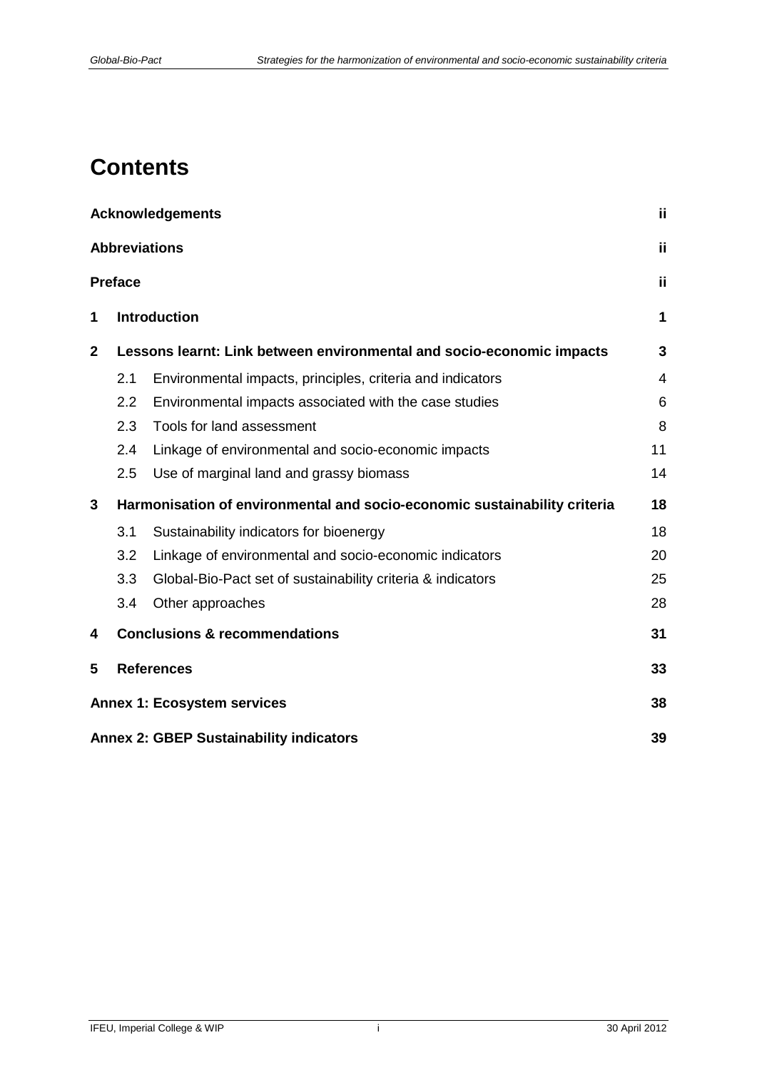# Contents

| | | |
|---|---|---|
| **Acknowledgements** | | **ii** |
| **Abbreviations** | | **ii** |
| **Preface** | | **ii** |
| **1** | **Introduction** | **1** |
| **2** | **Lessons learnt: Link between environmental and socio-economic impacts** | **3** |
| 2.1 | Environmental impacts, principles, criteria and indicators | 4 |
| 2.2 | Environmental impacts associated with the case studies | 6 |
| 2.3 | Tools for land assessment | 8 |
| 2.4 | Linkage of environmental and socio-economic impacts | 11 |
| 2.5 | Use of marginal land and grassy biomass | 14 |
| **3** | **Harmonisation of environmental and socio-economic sustainability criteria** | **18** |
| 3.1 | Sustainability indicators for bioenergy | 18 |
| 3.2 | Linkage of environmental and socio-economic indicators | 20 |
| 3.3 | Global-Bio-Pact set of sustainability criteria & indicators | 25 |
| 3.4 | Other approaches | 28 |
| **4** | **Conclusions & recommendations** | **31** |
| **5** | **References** | **33** |
| **Annex 1: Ecosystem services** | | **38** |
| **Annex 2: GBEP Sustainability indicators** | | **39** |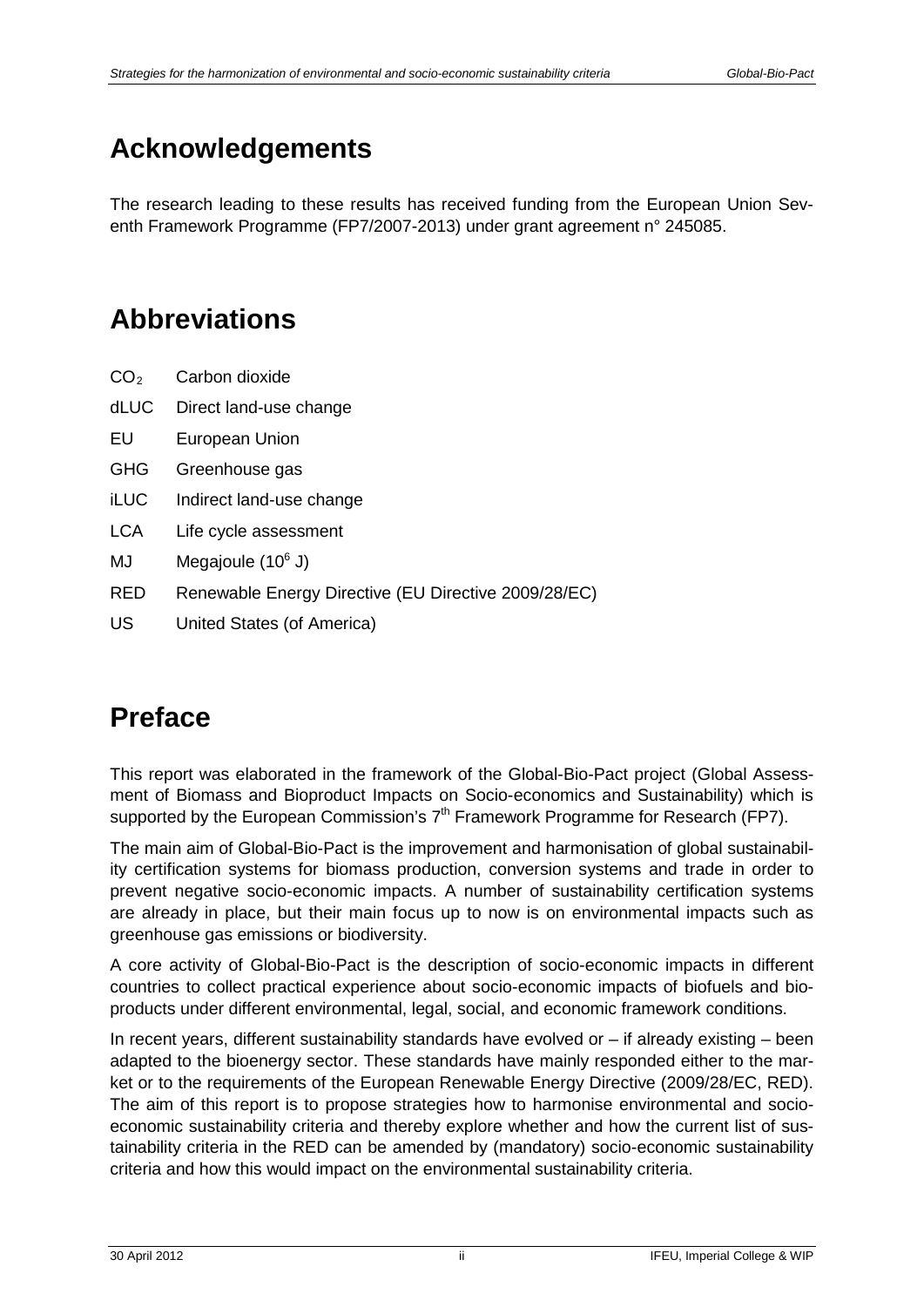# Acknowledgements

The research leading to these results has received funding from the European Union Seventh Framework Programme (FP7/2007-2013) under grant agreement n° 245085.

# Abbreviations

| | |
|---|---|
| $CO_2$ | Carbon dioxide |
| dLUC | Direct land-use change |
| EU | European Union |
| GHG | Greenhouse gas |
| iLUC | Indirect land-use change |
| LCA | Life cycle assessment |
| MJ | Megajoule ($10^6$ J) |
| RED | Renewable Energy Directive (EU Directive 2009/28/EC) |
| US | United States (of America) |

# Preface

This report was elaborated in the framework of the Global-Bio-Pact project (Global Assessment of Biomass and Bioproduct Impacts on Socio-economics and Sustainability) which is supported by the European Commission's 7th Framework Programme for Research (FP7).

The main aim of Global-Bio-Pact is the improvement and harmonisation of global sustainability certification systems for biomass production, conversion systems and trade in order to prevent negative socio-economic impacts. A number of sustainability certification systems are already in place, but their main focus up to now is on environmental impacts such as greenhouse gas emissions or biodiversity.

A core activity of Global-Bio-Pact is the description of socio-economic impacts in different countries to collect practical experience about socio-economic impacts of biofuels and bioproducts under different environmental, legal, social, and economic framework conditions.

In recent years, different sustainability standards have evolved or – if already existing – been adapted to the bioenergy sector. These standards have mainly responded either to the market or to the requirements of the European Renewable Energy Directive (2009/28/EC, RED). The aim of this report is to propose strategies how to harmonise environmental and socio-economic sustainability criteria and thereby explore whether and how the current list of sustainability criteria in the RED can be amended by (mandatory) socio-economic sustainability criteria and how this would impact on the environmental sustainability criteria.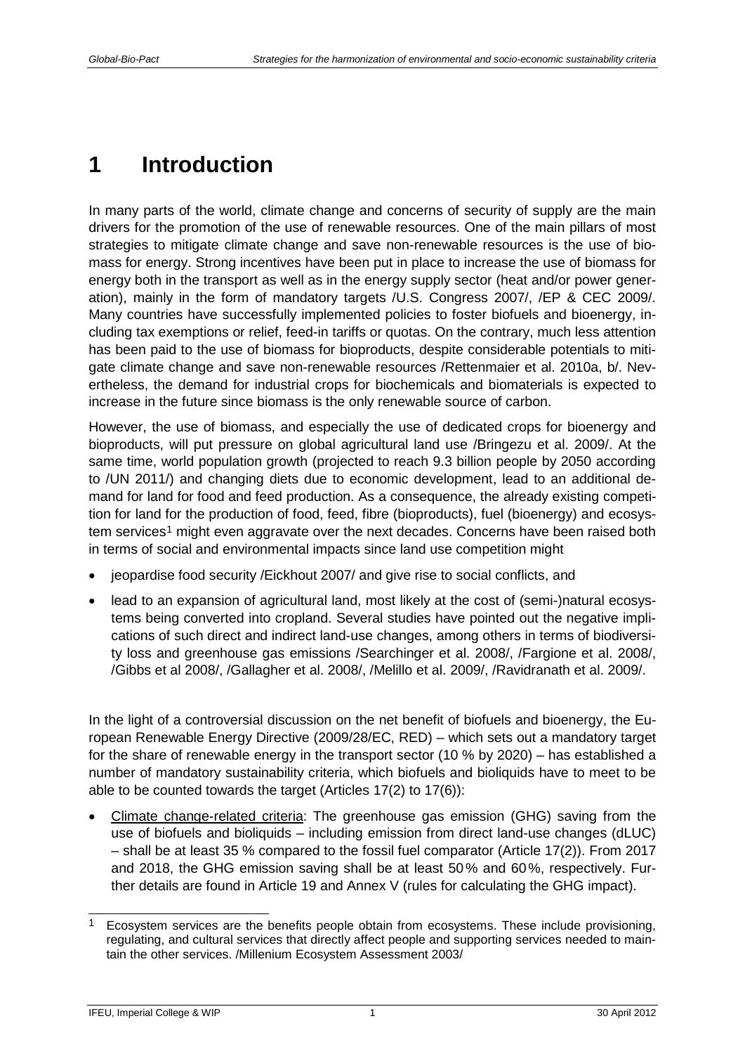# 1 Introduction

In many parts of the world, climate change and concerns of security of supply are the main drivers for the promotion of the use of renewable resources. One of the main pillars of most strategies to mitigate climate change and save non-renewable resources is the use of biomass for energy. Strong incentives have been put in place to increase the use of biomass for energy both in the transport as well as in the energy supply sector (heat and/or power generation), mainly in the form of mandatory targets /U.S. Congress 2007/, /EP & CEC 2009/. Many countries have successfully implemented policies to foster biofuels and bioenergy, including tax exemptions or relief, feed-in tariffs or quotas. On the contrary, much less attention has been paid to the use of biomass for bioproducts, despite considerable potentials to mitigate climate change and save non-renewable resources /Rettenmaier et al. 2010a, b/. Nevertheless, the demand for industrial crops for biochemicals and biomaterials is expected to increase in the future since biomass is the only renewable source of carbon.

However, the use of biomass, and especially the use of dedicated crops for bioenergy and bioproducts, will put pressure on global agricultural land use /Bringezu et al. 2009/. At the same time, world population growth (projected to reach 9.3 billion people by 2050 according to /UN 2011/) and changing diets due to economic development, lead to an additional demand for land for food and feed production. As a consequence, the already existing competition for land for the production of food, feed, fibre (bioproducts), fuel (bioenergy) and ecosystem services[1] might even aggravate over the next decades. Concerns have been raised both in terms of social and environmental impacts since land use competition might

- jeopardise food security /Eickhout 2007/ and give rise to social conflicts, and
- lead to an expansion of agricultural land, most likely at the cost of (semi-)natural ecosystems being converted into cropland. Several studies have pointed out the negative implications of such direct and indirect land-use changes, among others in terms of biodiversity loss and greenhouse gas emissions /Searchinger et al. 2008/, /Fargione et al. 2008/, /Gibbs et al 2008/, /Gallagher et al. 2008/, /Melillo et al. 2009/, /Ravidranath et al. 2009/.

In the light of a controversial discussion on the net benefit of biofuels and bioenergy, the European Renewable Energy Directive (2009/28/EC, RED) – which sets out a mandatory target for the share of renewable energy in the transport sector (10 % by 2020) – has established a number of mandatory sustainability criteria, which biofuels and bioliquids have to meet to be able to be counted towards the target (Articles 17(2) to 17(6)):

- <u>Climate change-related criteria</u>: The greenhouse gas emission (GHG) saving from the use of biofuels and bioliquids – including emission from direct land-use changes (dLUC) – shall be at least 35 % compared to the fossil fuel comparator (Article 17(2)). From 2017 and 2018, the GHG emission saving shall be at least 50 % and 60 %, respectively. Further details are found in Article 19 and Annex V (rules for calculating the GHG impact).

[1] Ecosystem services are the benefits people obtain from ecosystems. These include provisioning, regulating, and cultural services that directly affect people and supporting services needed to maintain the other services. /Millenium Ecosystem Assessment 2003/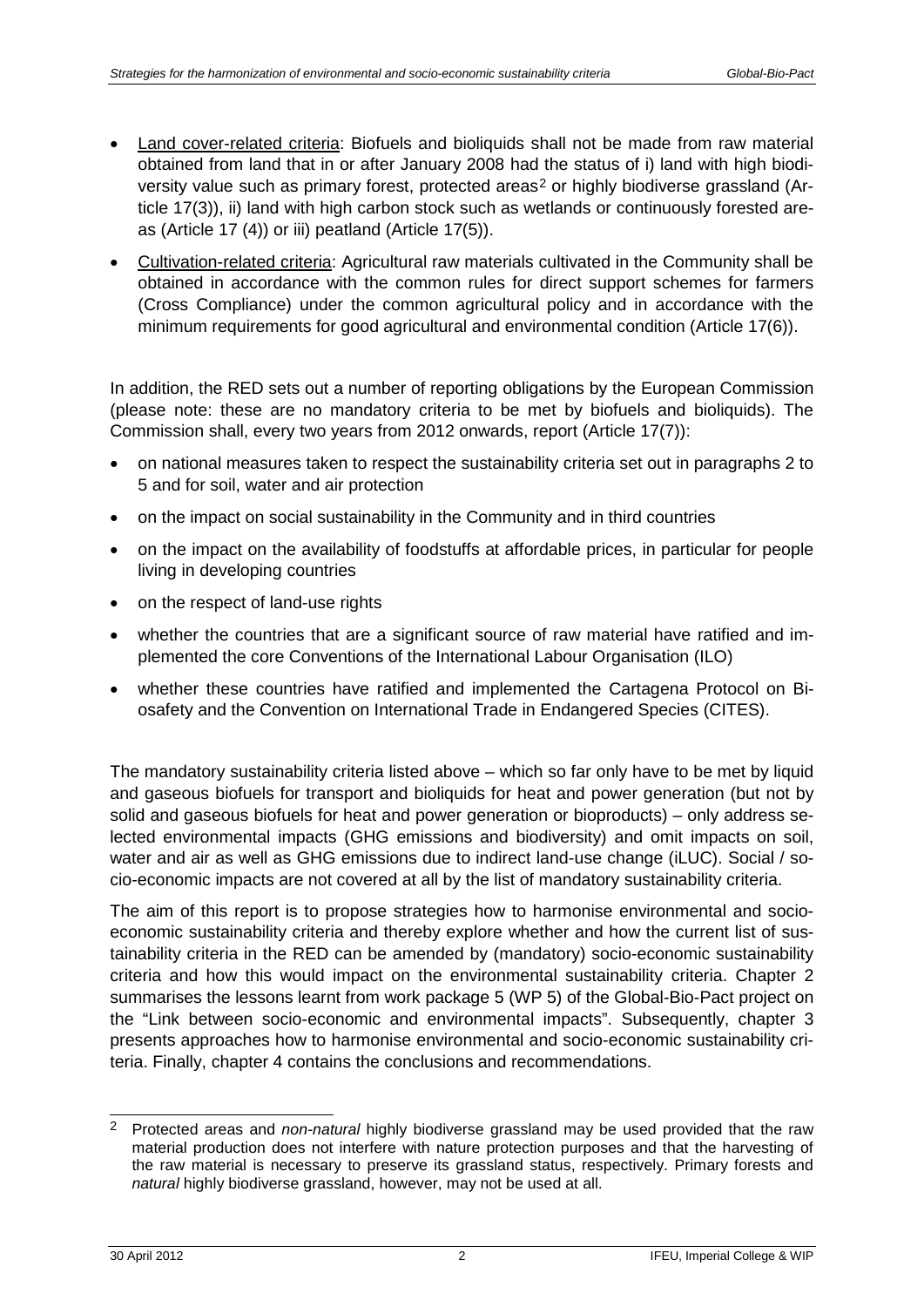- Land cover-related criteria: Biofuels and bioliquids shall not be made from raw material obtained from land that in or after January 2008 had the status of i) land with high biodiversity value such as primary forest, protected areas[2] or highly biodiverse grassland (Article 17(3)), ii) land with high carbon stock such as wetlands or continuously forested areas (Article 17 (4)) or iii) peatland (Article 17(5)).
- Cultivation-related criteria: Agricultural raw materials cultivated in the Community shall be obtained in accordance with the common rules for direct support schemes for farmers (Cross Compliance) under the common agricultural policy and in accordance with the minimum requirements for good agricultural and environmental condition (Article 17(6)).

In addition, the RED sets out a number of reporting obligations by the European Commission (please note: these are no mandatory criteria to be met by biofuels and bioliquids). The Commission shall, every two years from 2012 onwards, report (Article 17(7)):

- on national measures taken to respect the sustainability criteria set out in paragraphs 2 to 5 and for soil, water and air protection
- on the impact on social sustainability in the Community and in third countries
- on the impact on the availability of foodstuffs at affordable prices, in particular for people living in developing countries
- on the respect of land-use rights
- whether the countries that are a significant source of raw material have ratified and implemented the core Conventions of the International Labour Organisation (ILO)
- whether these countries have ratified and implemented the Cartagena Protocol on Biosafety and the Convention on International Trade in Endangered Species (CITES).

The mandatory sustainability criteria listed above – which so far only have to be met by liquid and gaseous biofuels for transport and bioliquids for heat and power generation (but not by solid and gaseous biofuels for heat and power generation or bioproducts) – only address selected environmental impacts (GHG emissions and biodiversity) and omit impacts on soil, water and air as well as GHG emissions due to indirect land-use change (iLUC). Social / socio-economic impacts are not covered at all by the list of mandatory sustainability criteria.

The aim of this report is to propose strategies how to harmonise environmental and socio-economic sustainability criteria and thereby explore whether and how the current list of sustainability criteria in the RED can be amended by (mandatory) socio-economic sustainability criteria and how this would impact on the environmental sustainability criteria. Chapter 2 summarises the lessons learnt from work package 5 (WP 5) of the Global-Bio-Pact project on the "Link between socio-economic and environmental impacts". Subsequently, chapter 3 presents approaches how to harmonise environmental and socio-economic sustainability criteria. Finally, chapter 4 contains the conclusions and recommendations.

[2] Protected areas and *non-natural* highly biodiverse grassland may be used provided that the raw material production does not interfere with nature protection purposes and that the harvesting of the raw material is necessary to preserve its grassland status, respectively. Primary forests and *natural* highly biodiverse grassland, however, may not be used at all.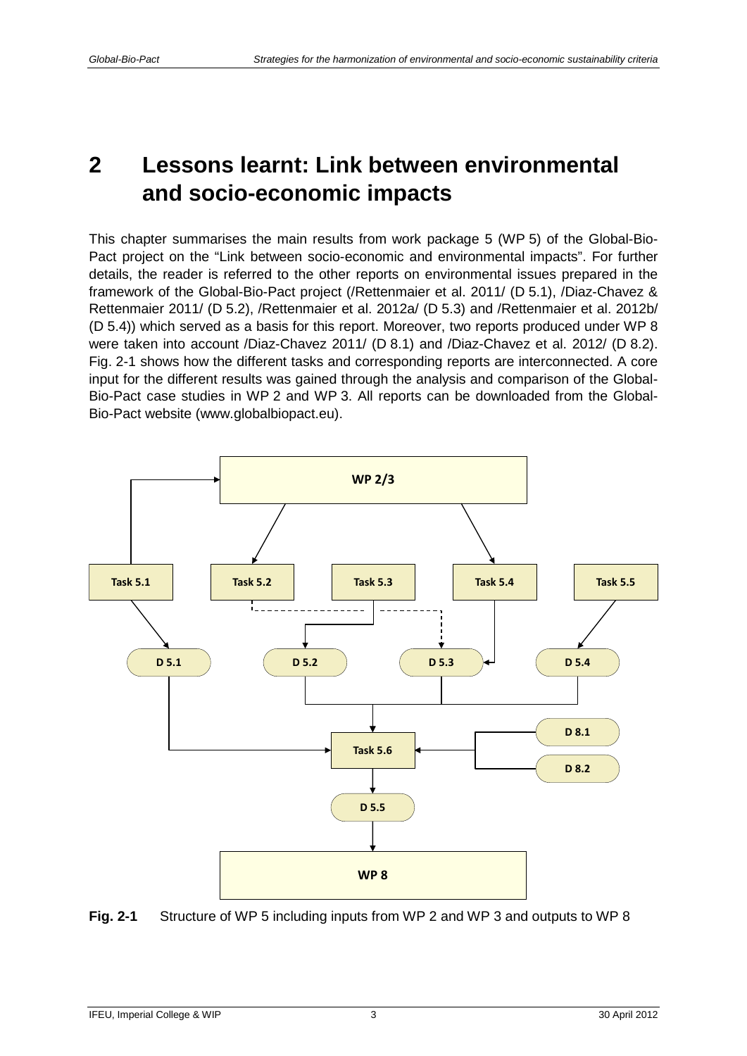# 2 Lessons learnt: Link between environmental and socio-economic impacts

This chapter summarises the main results from work package 5 (WP 5) of the Global-Bio-Pact project on the "Link between socio-economic and environmental impacts". For further details, the reader is referred to the other reports on environmental issues prepared in the framework of the Global-Bio-Pact project (/Rettenmaier et al. 2011/ (D 5.1), /Diaz-Chavez & Rettenmaier 2011/ (D 5.2), /Rettenmaier et al. 2012a/ (D 5.3) and /Rettenmaier et al. 2012b/ (D 5.4)) which served as a basis for this report. Moreover, two reports produced under WP 8 were taken into account /Diaz-Chavez 2011/ (D 8.1) and /Diaz-Chavez et al. 2012/ (D 8.2). Fig. 2-1 shows how the different tasks and corresponding reports are interconnected. A core input for the different results was gained through the analysis and comparison of the Global-Bio-Pact case studies in WP 2 and WP 3. All reports can be downloaded from the Global-Bio-Pact website (www.globalbiopact.eu).

WP 2/3

Task 5.1 | Task 5.2 | Task 5.3 | Task 5.4 | Task 5.5

D 5.1 | D 5.2 | D 5.3 | D 5.4

D 8.1 | D 8.2

Task 5.6

D 5.5

WP 8

**Fig. 2-1** Structure of WP 5 including inputs from WP 2 and WP 3 and outputs to WP 8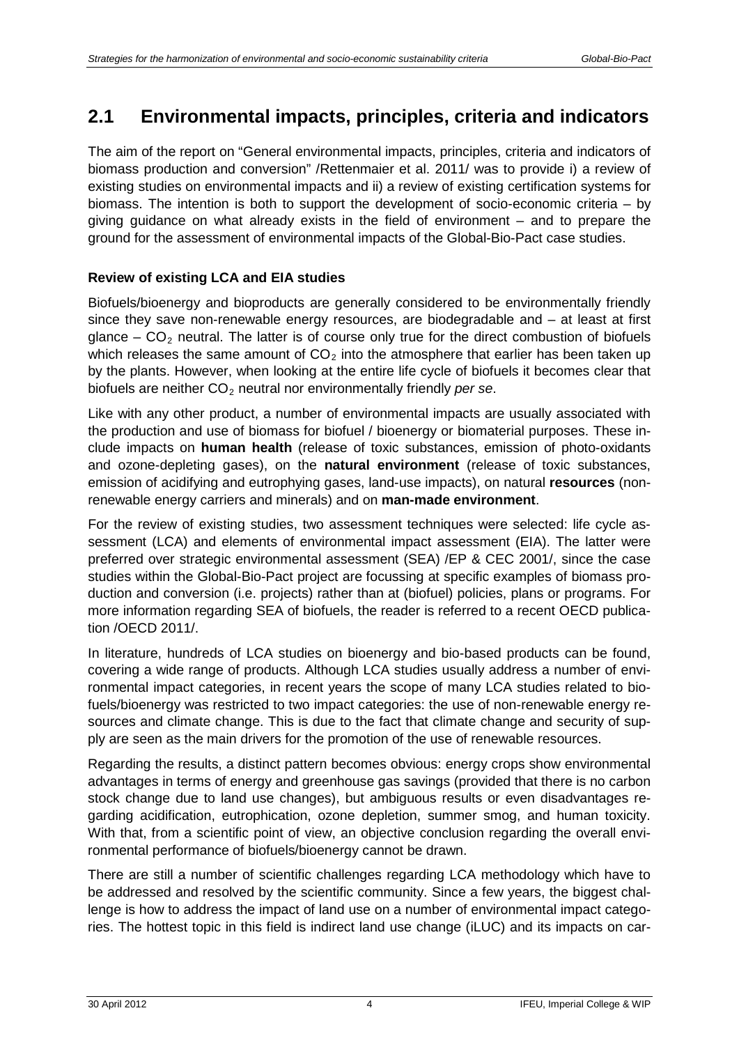## 2.1 Environmental impacts, principles, criteria and indicators

The aim of the report on "General environmental impacts, principles, criteria and indicators of biomass production and conversion" /Rettenmaier et al. 2011/ was to provide i) a review of existing studies on environmental impacts and ii) a review of existing certification systems for biomass. The intention is both to support the development of socio-economic criteria – by giving guidance on what already exists in the field of environment – and to prepare the ground for the assessment of environmental impacts of the Global-Bio-Pact case studies.

**Review of existing LCA and EIA studies**

Biofuels/bioenergy and bioproducts are generally considered to be environmentally friendly since they save non-renewable energy resources, are biodegradable and – at least at first glance – $CO_2$ neutral. The latter is of course only true for the direct combustion of biofuels which releases the same amount of $CO_2$ into the atmosphere that earlier has been taken up by the plants. However, when looking at the entire life cycle of biofuels it becomes clear that biofuels are neither $CO_2$ neutral nor environmentally friendly *per se*.

Like with any other product, a number of environmental impacts are usually associated with the production and use of biomass for biofuel / bioenergy or biomaterial purposes. These include impacts on **human health** (release of toxic substances, emission of photo-oxidants and ozone-depleting gases), on the **natural environment** (release of toxic substances, emission of acidifying and eutrophying gases, land-use impacts), on natural **resources** (non-renewable energy carriers and minerals) and on **man-made environment**.

For the review of existing studies, two assessment techniques were selected: life cycle assessment (LCA) and elements of environmental impact assessment (EIA). The latter were preferred over strategic environmental assessment (SEA) /EP & CEC 2001/, since the case studies within the Global-Bio-Pact project are focussing at specific examples of biomass production and conversion (i.e. projects) rather than at (biofuel) policies, plans or programs. For more information regarding SEA of biofuels, the reader is referred to a recent OECD publication /OECD 2011/.

In literature, hundreds of LCA studies on bioenergy and bio-based products can be found, covering a wide range of products. Although LCA studies usually address a number of environmental impact categories, in recent years the scope of many LCA studies related to biofuels/bioenergy was restricted to two impact categories: the use of non-renewable energy resources and climate change. This is due to the fact that climate change and security of supply are seen as the main drivers for the promotion of the use of renewable resources.

Regarding the results, a distinct pattern becomes obvious: energy crops show environmental advantages in terms of energy and greenhouse gas savings (provided that there is no carbon stock change due to land use changes), but ambiguous results or even disadvantages regarding acidification, eutrophication, ozone depletion, summer smog, and human toxicity. With that, from a scientific point of view, an objective conclusion regarding the overall environmental performance of biofuels/bioenergy cannot be drawn.

There are still a number of scientific challenges regarding LCA methodology which have to be addressed and resolved by the scientific community. Since a few years, the biggest challenge is how to address the impact of land use on a number of environmental impact categories. The hottest topic in this field is indirect land use change (iLUC) and its impacts on car-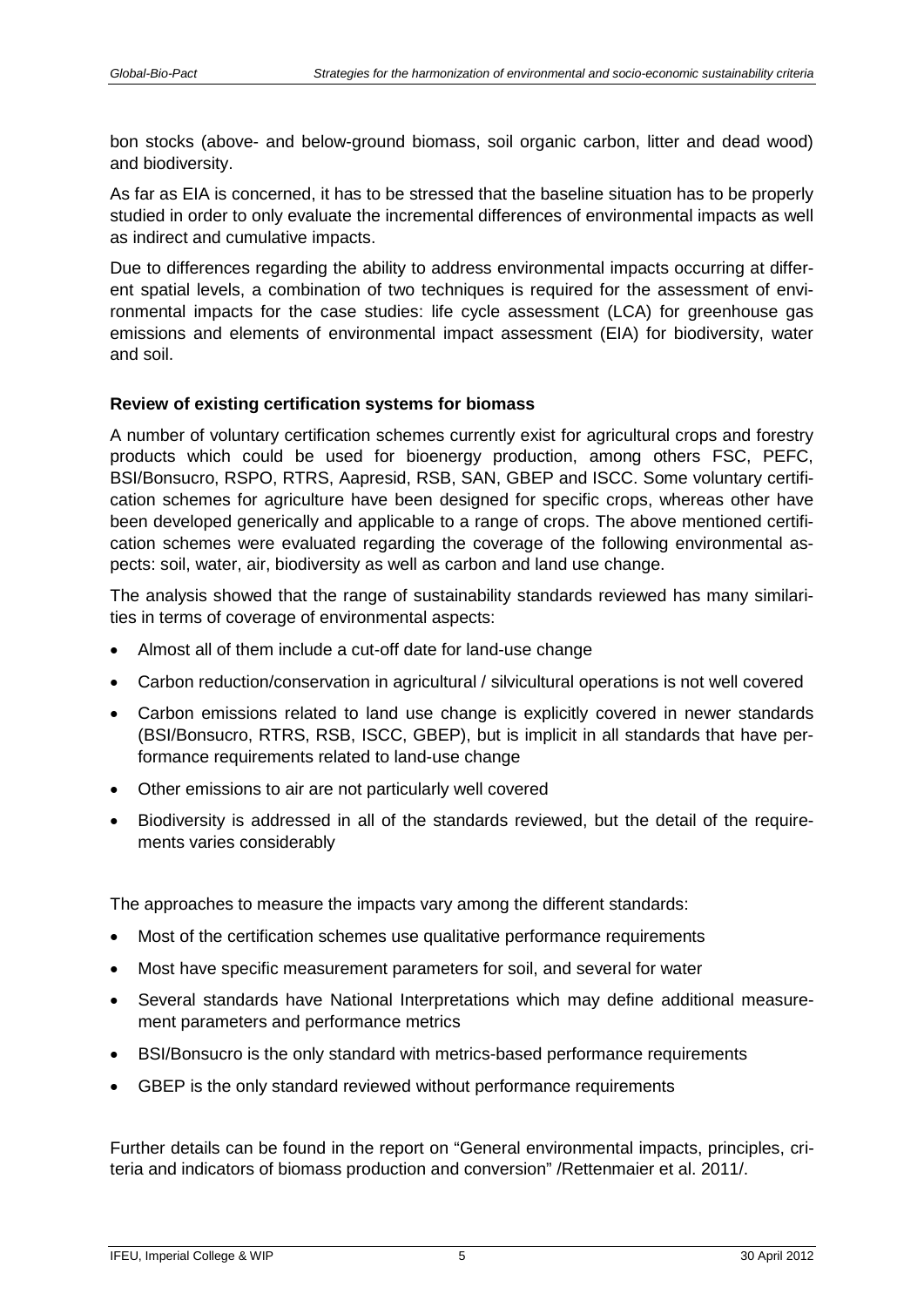bon stocks (above- and below-ground biomass, soil organic carbon, litter and dead wood) and biodiversity.

As far as EIA is concerned, it has to be stressed that the baseline situation has to be properly studied in order to only evaluate the incremental differences of environmental impacts as well as indirect and cumulative impacts.

Due to differences regarding the ability to address environmental impacts occurring at different spatial levels, a combination of two techniques is required for the assessment of environmental impacts for the case studies: life cycle assessment (LCA) for greenhouse gas emissions and elements of environmental impact assessment (EIA) for biodiversity, water and soil.

**Review of existing certification systems for biomass**

A number of voluntary certification schemes currently exist for agricultural crops and forestry products which could be used for bioenergy production, among others FSC, PEFC, BSI/Bonsucro, RSPO, RTRS, Aapresid, RSB, SAN, GBEP and ISCC. Some voluntary certification schemes for agriculture have been designed for specific crops, whereas other have been developed generically and applicable to a range of crops. The above mentioned certification schemes were evaluated regarding the coverage of the following environmental aspects: soil, water, air, biodiversity as well as carbon and land use change.

The analysis showed that the range of sustainability standards reviewed has many similarities in terms of coverage of environmental aspects:

- Almost all of them include a cut-off date for land-use change
- Carbon reduction/conservation in agricultural / silvicultural operations is not well covered
- Carbon emissions related to land use change is explicitly covered in newer standards (BSI/Bonsucro, RTRS, RSB, ISCC, GBEP), but is implicit in all standards that have performance requirements related to land-use change
- Other emissions to air are not particularly well covered
- Biodiversity is addressed in all of the standards reviewed, but the detail of the requirements varies considerably

The approaches to measure the impacts vary among the different standards:

- Most of the certification schemes use qualitative performance requirements
- Most have specific measurement parameters for soil, and several for water
- Several standards have National Interpretations which may define additional measurement parameters and performance metrics
- BSI/Bonsucro is the only standard with metrics-based performance requirements
- GBEP is the only standard reviewed without performance requirements

Further details can be found in the report on "General environmental impacts, principles, criteria and indicators of biomass production and conversion" /Rettenmaier et al. 2011/.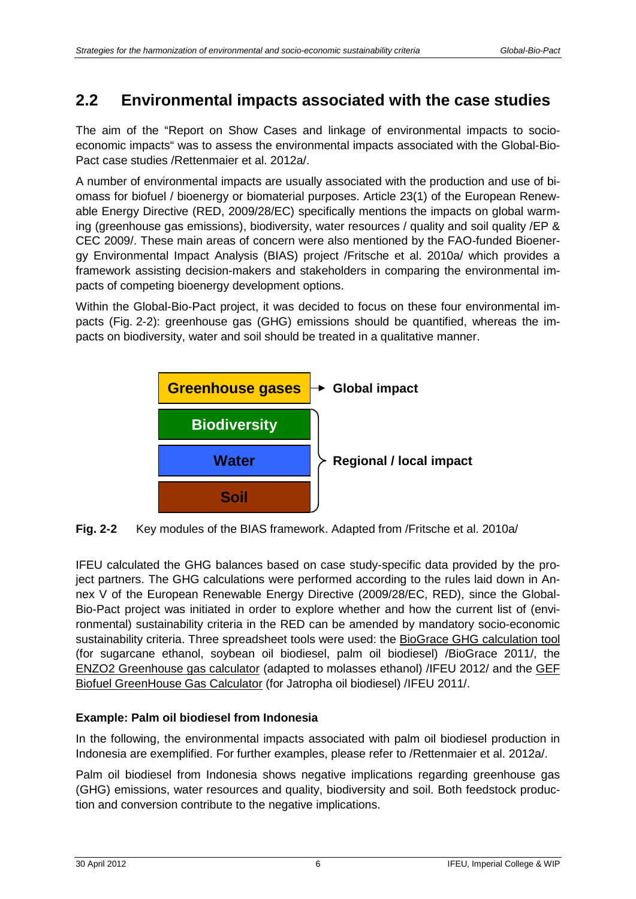## 2.2 Environmental impacts associated with the case studies

The aim of the "Report on Show Cases and linkage of environmental impacts to socio-economic impacts" was to assess the environmental impacts associated with the Global-Bio-Pact case studies /Rettenmaier et al. 2012a/.

A number of environmental impacts are usually associated with the production and use of biomass for biofuel / bioenergy or biomaterial purposes. Article 23(1) of the European Renewable Energy Directive (RED, 2009/28/EC) specifically mentions the impacts on global warming (greenhouse gas emissions), biodiversity, water resources / quality and soil quality /EP & CEC 2009/. These main areas of concern were also mentioned by the FAO-funded Bioenergy Environmental Impact Analysis (BIAS) project /Fritsche et al. 2010a/ which provides a framework assisting decision-makers and stakeholders in comparing the environmental impacts of competing bioenergy development options.

Within the Global-Bio-Pact project, it was decided to focus on these four environmental impacts (Fig. 2-2): greenhouse gas (GHG) emissions should be quantified, whereas the impacts on biodiversity, water and soil should be treated in a qualitative manner.

| Module | Impact |
|---|---|
| Greenhouse gases | Global impact |
| Biodiversity | Regional / local impact |
| Water | Regional / local impact |
| Soil | Regional / local impact |

**Fig. 2-2** Key modules of the BIAS framework. Adapted from /Fritsche et al. 2010a/

IFEU calculated the GHG balances based on case study-specific data provided by the project partners. The GHG calculations were performed according to the rules laid down in Annex V of the European Renewable Energy Directive (2009/28/EC, RED), since the Global-Bio-Pact project was initiated in order to explore whether and how the current list of (environmental) sustainability criteria in the RED can be amended by mandatory socio-economic sustainability criteria. Three spreadsheet tools were used: the BioGrace GHG calculation tool (for sugarcane ethanol, soybean oil biodiesel, palm oil biodiesel) /BioGrace 2011/, the ENZO2 Greenhouse gas calculator (adapted to molasses ethanol) /IFEU 2012/ and the GEF Biofuel GreenHouse Gas Calculator (for Jatropha oil biodiesel) /IFEU 2011/.

**Example: Palm oil biodiesel from Indonesia**

In the following, the environmental impacts associated with palm oil biodiesel production in Indonesia are exemplified. For further examples, please refer to /Rettenmaier et al. 2012a/.

Palm oil biodiesel from Indonesia shows negative implications regarding greenhouse gas (GHG) emissions, water resources and quality, biodiversity and soil. Both feedstock production and conversion contribute to the negative implications.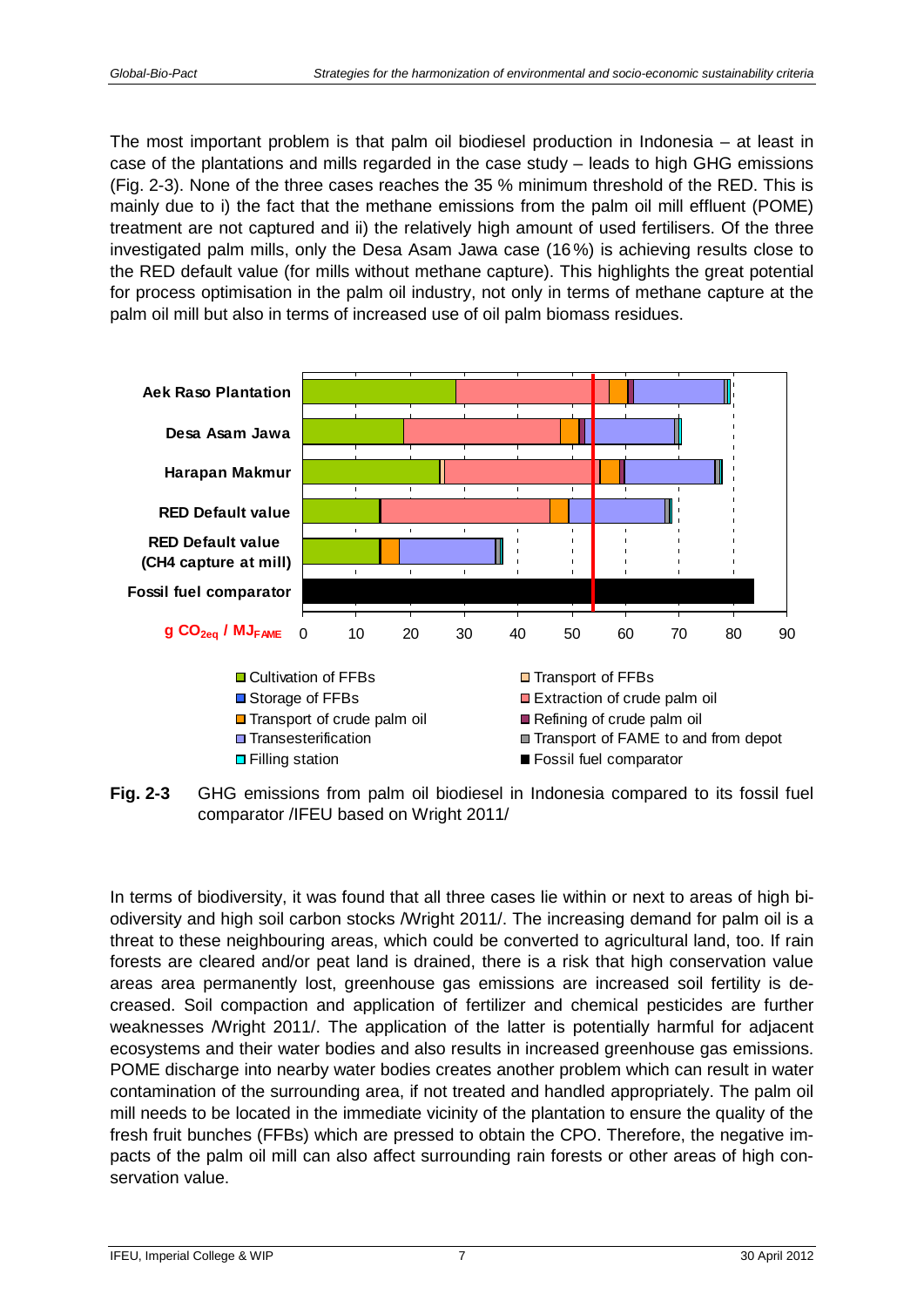The most important problem is that palm oil biodiesel production in Indonesia – at least in case of the plantations and mills regarded in the case study – leads to high GHG emissions (Fig. 2-3). None of the three cases reaches the 35 % minimum threshold of the RED. This is mainly due to i) the fact that the methane emissions from the palm oil mill effluent (POME) treatment are not captured and ii) the relatively high amount of used fertilisers. Of the three investigated palm mills, only the Desa Asam Jawa case (16 %) is achieving results close to the RED default value (for mills without methane capture). This highlights the great potential for process optimisation in the palm oil industry, not only in terms of methane capture at the palm oil mill but also in terms of increased use of oil palm biomass residues.

**Fig. 2-3** GHG emissions from palm oil biodiesel in Indonesia compared to its fossil fuel comparator /IFEU based on Wright 2011/

In terms of biodiversity, it was found that all three cases lie within or next to areas of high biodiversity and high soil carbon stocks /Wright 2011/. The increasing demand for palm oil is a threat to these neighbouring areas, which could be converted to agricultural land, too. If rain forests are cleared and/or peat land is drained, there is a risk that high conservation value areas area permanently lost, greenhouse gas emissions are increased soil fertility is decreased. Soil compaction and application of fertilizer and chemical pesticides are further weaknesses /Wright 2011/. The application of the latter is potentially harmful for adjacent ecosystems and their water bodies and also results in increased greenhouse gas emissions. POME discharge into nearby water bodies creates another problem which can result in water contamination of the surrounding area, if not treated and handled appropriately. The palm oil mill needs to be located in the immediate vicinity of the plantation to ensure the quality of the fresh fruit bunches (FFBs) which are pressed to obtain the CPO. Therefore, the negative impacts of the palm oil mill can also affect surrounding rain forests or other areas of high conservation value.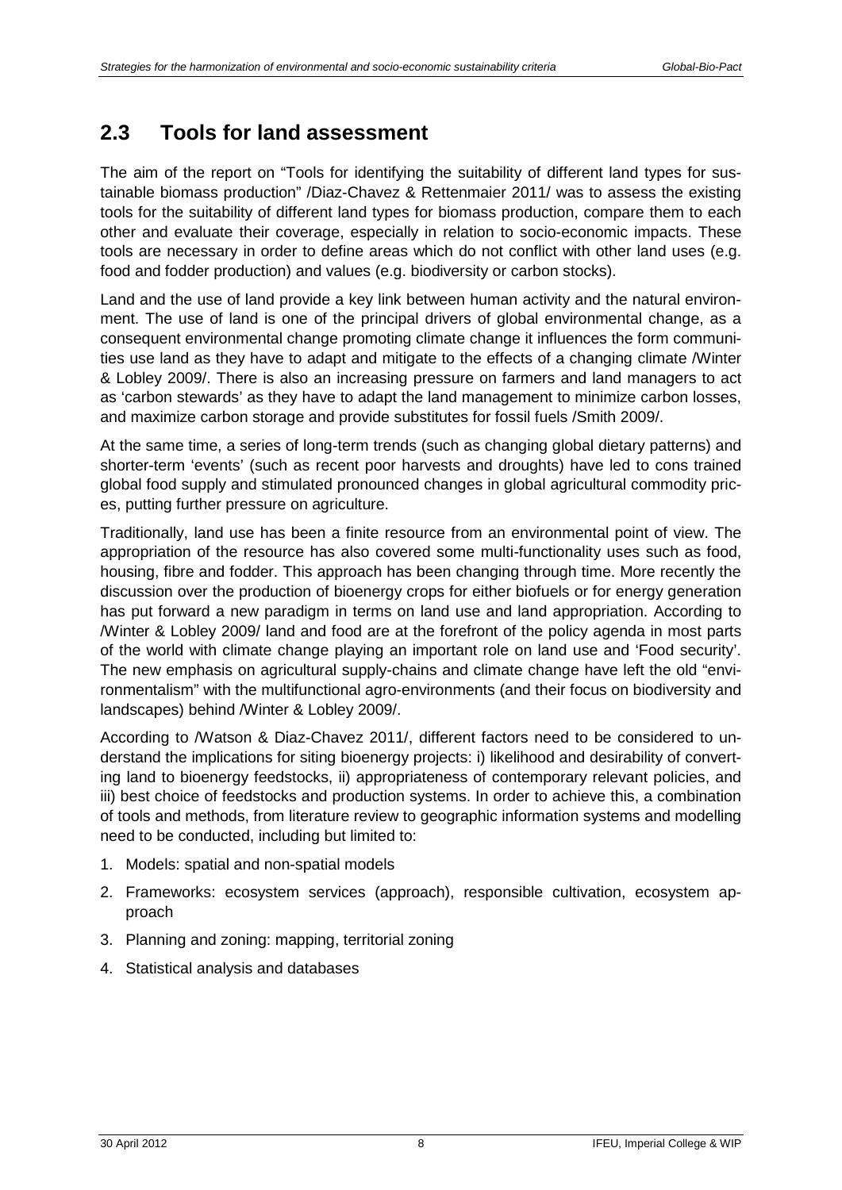## 2.3 Tools for land assessment

The aim of the report on "Tools for identifying the suitability of different land types for sustainable biomass production" /Diaz-Chavez & Rettenmaier 2011/ was to assess the existing tools for the suitability of different land types for biomass production, compare them to each other and evaluate their coverage, especially in relation to socio-economic impacts. These tools are necessary in order to define areas which do not conflict with other land uses (e.g. food and fodder production) and values (e.g. biodiversity or carbon stocks).

Land and the use of land provide a key link between human activity and the natural environment. The use of land is one of the principal drivers of global environmental change, as a consequent environmental change promoting climate change it influences the form communities use land as they have to adapt and mitigate to the effects of a changing climate /Winter & Lobley 2009/. There is also an increasing pressure on farmers and land managers to act as 'carbon stewards' as they have to adapt the land management to minimize carbon losses, and maximize carbon storage and provide substitutes for fossil fuels /Smith 2009/.

At the same time, a series of long-term trends (such as changing global dietary patterns) and shorter-term 'events' (such as recent poor harvests and droughts) have led to cons trained global food supply and stimulated pronounced changes in global agricultural commodity prices, putting further pressure on agriculture.

Traditionally, land use has been a finite resource from an environmental point of view. The appropriation of the resource has also covered some multi-functionality uses such as food, housing, fibre and fodder. This approach has been changing through time. More recently the discussion over the production of bioenergy crops for either biofuels or for energy generation has put forward a new paradigm in terms on land use and land appropriation. According to /Winter & Lobley 2009/ land and food are at the forefront of the policy agenda in most parts of the world with climate change playing an important role on land use and 'Food security'. The new emphasis on agricultural supply-chains and climate change have left the old "environmentalism" with the multifunctional agro-environments (and their focus on biodiversity and landscapes) behind /Winter & Lobley 2009/.

According to /Watson & Diaz-Chavez 2011/, different factors need to be considered to understand the implications for siting bioenergy projects: i) likelihood and desirability of converting land to bioenergy feedstocks, ii) appropriateness of contemporary relevant policies, and iii) best choice of feedstocks and production systems. In order to achieve this, a combination of tools and methods, from literature review to geographic information systems and modelling need to be conducted, including but limited to:

1. Models: spatial and non-spatial models
2. Frameworks: ecosystem services (approach), responsible cultivation, ecosystem approach
3. Planning and zoning: mapping, territorial zoning
4. Statistical analysis and databases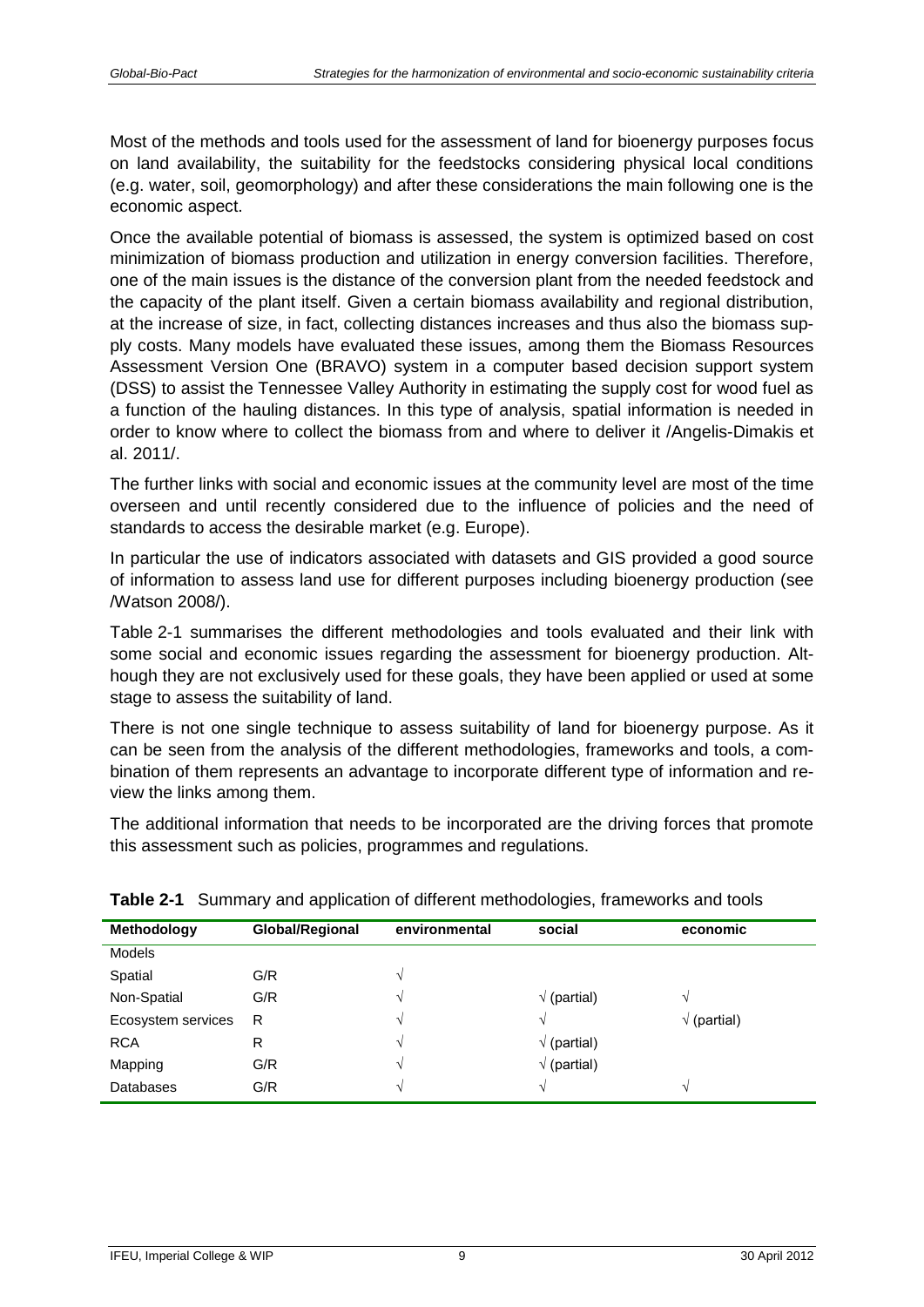Most of the methods and tools used for the assessment of land for bioenergy purposes focus on land availability, the suitability for the feedstocks considering physical local conditions (e.g. water, soil, geomorphology) and after these considerations the main following one is the economic aspect.

Once the available potential of biomass is assessed, the system is optimized based on cost minimization of biomass production and utilization in energy conversion facilities. Therefore, one of the main issues is the distance of the conversion plant from the needed feedstock and the capacity of the plant itself. Given a certain biomass availability and regional distribution, at the increase of size, in fact, collecting distances increases and thus also the biomass supply costs. Many models have evaluated these issues, among them the Biomass Resources Assessment Version One (BRAVO) system in a computer based decision support system (DSS) to assist the Tennessee Valley Authority in estimating the supply cost for wood fuel as a function of the hauling distances. In this type of analysis, spatial information is needed in order to know where to collect the biomass from and where to deliver it /Angelis-Dimakis et al. 2011/.

The further links with social and economic issues at the community level are most of the time overseen and until recently considered due to the influence of policies and the need of standards to access the desirable market (e.g. Europe).

In particular the use of indicators associated with datasets and GIS provided a good source of information to assess land use for different purposes including bioenergy production (see /Watson 2008/).

Table 2-1 summarises the different methodologies and tools evaluated and their link with some social and economic issues regarding the assessment for bioenergy production. Although they are not exclusively used for these goals, they have been applied or used at some stage to assess the suitability of land.

There is not one single technique to assess suitability of land for bioenergy purpose. As it can be seen from the analysis of the different methodologies, frameworks and tools, a combination of them represents an advantage to incorporate different type of information and review the links among them.

The additional information that needs to be incorporated are the driving forces that promote this assessment such as policies, programmes and regulations.

**Table 2-1** Summary and application of different methodologies, frameworks and tools

| Methodology | Global/Regional | environmental | social | economic |
|---|---|---|---|---|
| Models | | | | |
| Spatial | G/R | √ | | |
| Non-Spatial | G/R | √ | √ (partial) | √ |
| Ecosystem services | R | √ | √ | √ (partial) |
| RCA | R | √ | √ (partial) | |
| Mapping | G/R | √ | √ (partial) | |
| Databases | G/R | √ | √ | √ |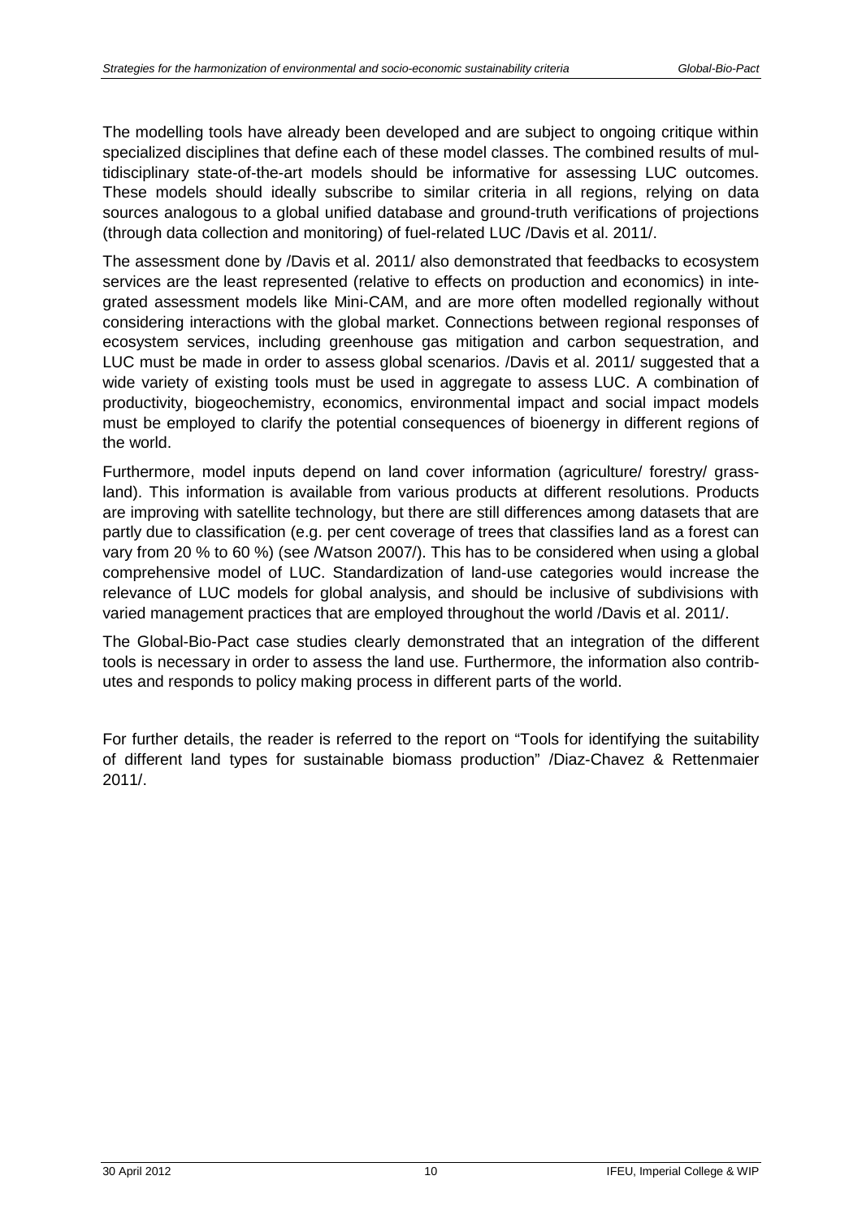The modelling tools have already been developed and are subject to ongoing critique within specialized disciplines that define each of these model classes. The combined results of multidisciplinary state-of-the-art models should be informative for assessing LUC outcomes. These models should ideally subscribe to similar criteria in all regions, relying on data sources analogous to a global unified database and ground-truth verifications of projections (through data collection and monitoring) of fuel-related LUC /Davis et al. 2011/.

The assessment done by /Davis et al. 2011/ also demonstrated that feedbacks to ecosystem services are the least represented (relative to effects on production and economics) in integrated assessment models like Mini-CAM, and are more often modelled regionally without considering interactions with the global market. Connections between regional responses of ecosystem services, including greenhouse gas mitigation and carbon sequestration, and LUC must be made in order to assess global scenarios. /Davis et al. 2011/ suggested that a wide variety of existing tools must be used in aggregate to assess LUC. A combination of productivity, biogeochemistry, economics, environmental impact and social impact models must be employed to clarify the potential consequences of bioenergy in different regions of the world.

Furthermore, model inputs depend on land cover information (agriculture/ forestry/ grassland). This information is available from various products at different resolutions. Products are improving with satellite technology, but there are still differences among datasets that are partly due to classification (e.g. per cent coverage of trees that classifies land as a forest can vary from 20 % to 60 %) (see /Watson 2007/). This has to be considered when using a global comprehensive model of LUC. Standardization of land-use categories would increase the relevance of LUC models for global analysis, and should be inclusive of subdivisions with varied management practices that are employed throughout the world /Davis et al. 2011/.

The Global-Bio-Pact case studies clearly demonstrated that an integration of the different tools is necessary in order to assess the land use. Furthermore, the information also contributes and responds to policy making process in different parts of the world.

For further details, the reader is referred to the report on "Tools for identifying the suitability of different land types for sustainable biomass production" /Diaz-Chavez & Rettenmaier 2011/.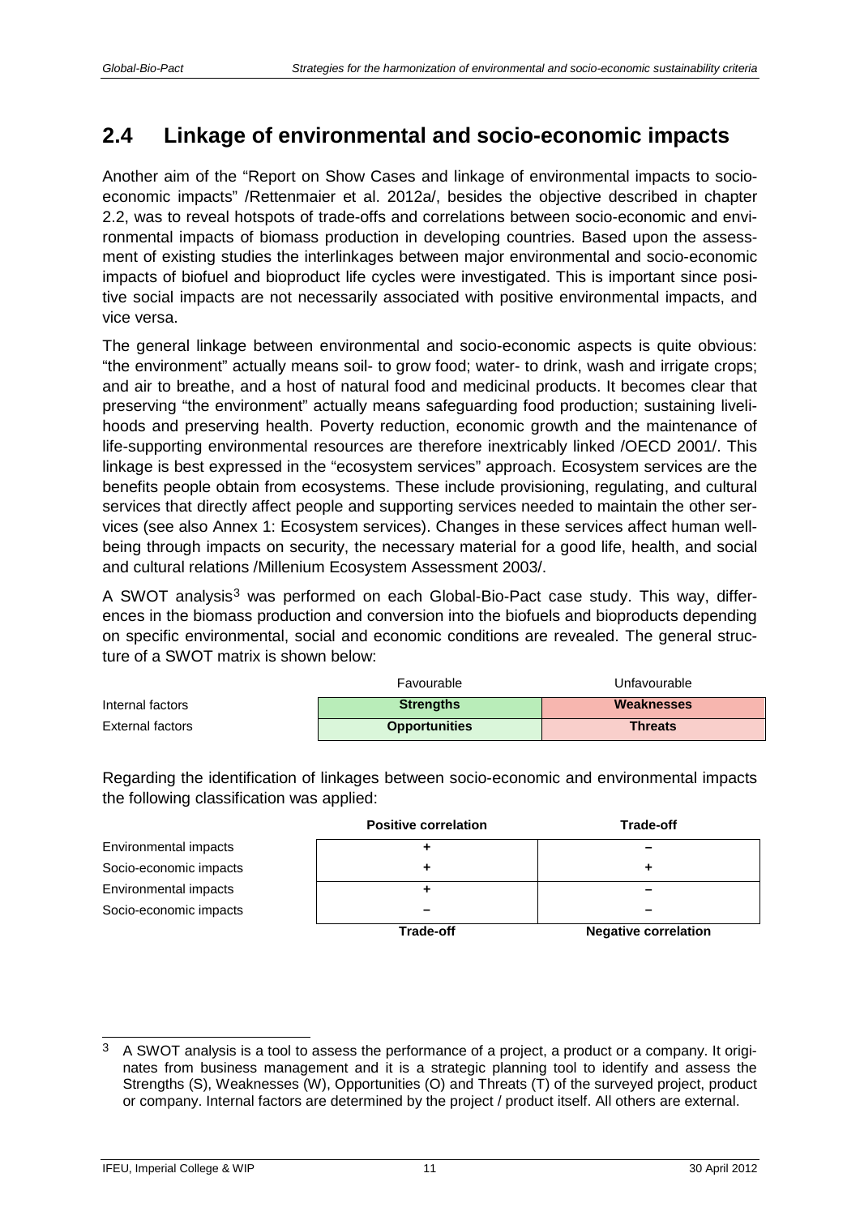## 2.4 Linkage of environmental and socio-economic impacts

Another aim of the "Report on Show Cases and linkage of environmental impacts to socio-economic impacts" /Rettenmaier et al. 2012a/, besides the objective described in chapter 2.2, was to reveal hotspots of trade-offs and correlations between socio-economic and environmental impacts of biomass production in developing countries. Based upon the assessment of existing studies the interlinkages between major environmental and socio-economic impacts of biofuel and bioproduct life cycles were investigated. This is important since positive social impacts are not necessarily associated with positive environmental impacts, and vice versa.

The general linkage between environmental and socio-economic aspects is quite obvious: "the environment" actually means soil- to grow food; water- to drink, wash and irrigate crops; and air to breathe, and a host of natural food and medicinal products. It becomes clear that preserving "the environment" actually means safeguarding food production; sustaining livelihoods and preserving health. Poverty reduction, economic growth and the maintenance of life-supporting environmental resources are therefore inextricably linked /OECD 2001/. This linkage is best expressed in the "ecosystem services" approach. Ecosystem services are the benefits people obtain from ecosystems. These include provisioning, regulating, and cultural services that directly affect people and supporting services needed to maintain the other services (see also Annex 1: Ecosystem services). Changes in these services affect human well-being through impacts on security, the necessary material for a good life, health, and social and cultural relations /Millenium Ecosystem Assessment 2003/.

A SWOT analysis[3] was performed on each Global-Bio-Pact case study. This way, differences in the biomass production and conversion into the biofuels and bioproducts depending on specific environmental, social and economic conditions are revealed. The general structure of a SWOT matrix is shown below:

| | Favourable | Unfavourable |
|---|---|---|
| Internal factors | **Strengths** | **Weaknesses** |
| External factors | **Opportunities** | **Threats** |

Regarding the identification of linkages between socio-economic and environmental impacts the following classification was applied:

| | **Positive correlation** | **Trade-off** |
|---|---|---|
| Environmental impacts | + | – |
| Socio-economic impacts | + | + |
| Environmental impacts | + | – |
| Socio-economic impacts | – | – |
| | **Trade-off** | **Negative correlation** |

[3] A SWOT analysis is a tool to assess the performance of a project, a product or a company. It originates from business management and it is a strategic planning tool to identify and assess the Strengths (S), Weaknesses (W), Opportunities (O) and Threats (T) of the surveyed project, product or company. Internal factors are determined by the project / product itself. All others are external.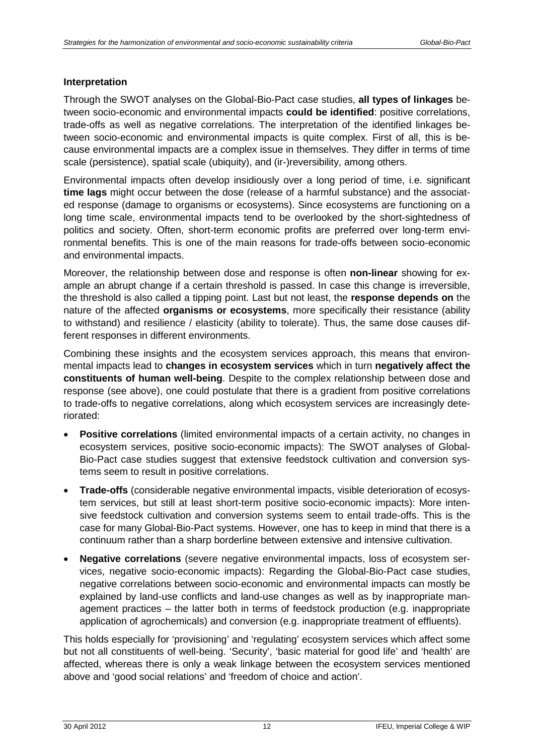### Interpretation

Through the SWOT analyses on the Global-Bio-Pact case studies, **all types of linkages** between socio-economic and environmental impacts **could be identified**: positive correlations, trade-offs as well as negative correlations. The interpretation of the identified linkages between socio-economic and environmental impacts is quite complex. First of all, this is because environmental impacts are a complex issue in themselves. They differ in terms of time scale (persistence), spatial scale (ubiquity), and (ir-)reversibility, among others.

Environmental impacts often develop insidiously over a long period of time, i.e. significant **time lags** might occur between the dose (release of a harmful substance) and the associated response (damage to organisms or ecosystems). Since ecosystems are functioning on a long time scale, environmental impacts tend to be overlooked by the short-sightedness of politics and society. Often, short-term economic profits are preferred over long-term environmental benefits. This is one of the main reasons for trade-offs between socio-economic and environmental impacts.

Moreover, the relationship between dose and response is often **non-linear** showing for example an abrupt change if a certain threshold is passed. In case this change is irreversible, the threshold is also called a tipping point. Last but not least, the **response depends on** the nature of the affected **organisms or ecosystems**, more specifically their resistance (ability to withstand) and resilience / elasticity (ability to tolerate). Thus, the same dose causes different responses in different environments.

Combining these insights and the ecosystem services approach, this means that environmental impacts lead to **changes in ecosystem services** which in turn **negatively affect the constituents of human well-being**. Despite to the complex relationship between dose and response (see above), one could postulate that there is a gradient from positive correlations to trade-offs to negative correlations, along which ecosystem services are increasingly deteriorated:

- **Positive correlations** (limited environmental impacts of a certain activity, no changes in ecosystem services, positive socio-economic impacts): The SWOT analyses of Global-Bio-Pact case studies suggest that extensive feedstock cultivation and conversion systems seem to result in positive correlations.
- **Trade-offs** (considerable negative environmental impacts, visible deterioration of ecosystem services, but still at least short-term positive socio-economic impacts): More intensive feedstock cultivation and conversion systems seem to entail trade-offs. This is the case for many Global-Bio-Pact systems. However, one has to keep in mind that there is a continuum rather than a sharp borderline between extensive and intensive cultivation.
- **Negative correlations** (severe negative environmental impacts, loss of ecosystem services, negative socio-economic impacts): Regarding the Global-Bio-Pact case studies, negative correlations between socio-economic and environmental impacts can mostly be explained by land-use conflicts and land-use changes as well as by inappropriate management practices – the latter both in terms of feedstock production (e.g. inappropriate application of agrochemicals) and conversion (e.g. inappropriate treatment of effluents).

This holds especially for 'provisioning' and 'regulating' ecosystem services which affect some but not all constituents of well-being. 'Security', 'basic material for good life' and 'health' are affected, whereas there is only a weak linkage between the ecosystem services mentioned above and 'good social relations' and 'freedom of choice and action'.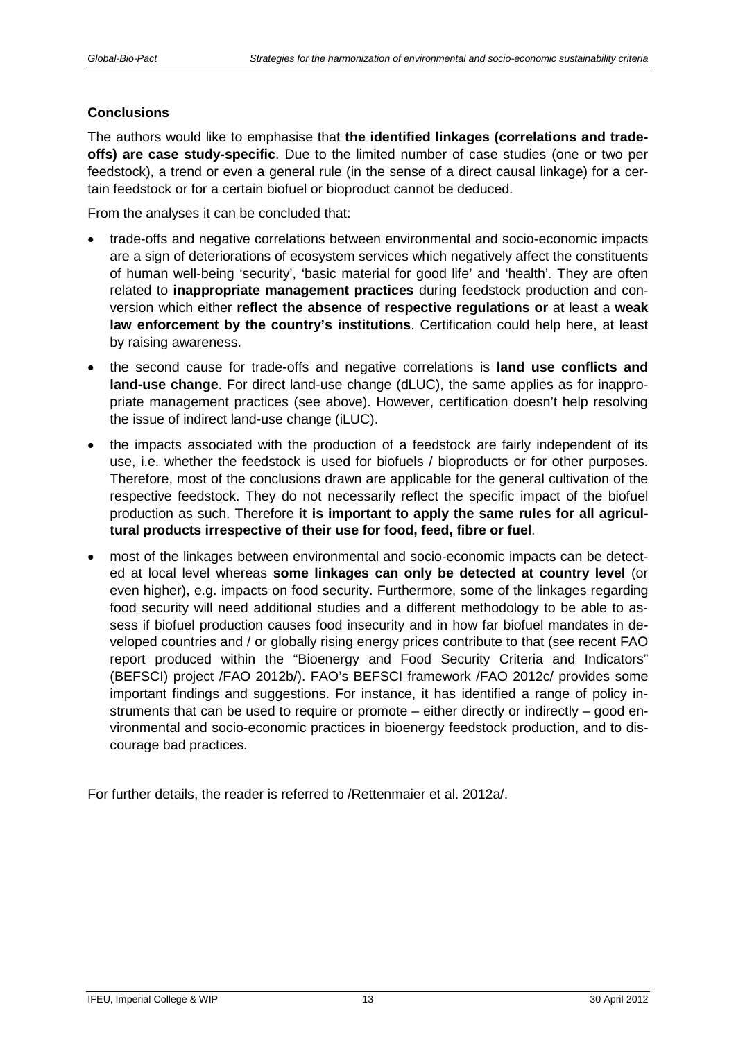### Conclusions

The authors would like to emphasise that **the identified linkages (correlations and trade-offs) are case study-specific**. Due to the limited number of case studies (one or two per feedstock), a trend or even a general rule (in the sense of a direct causal linkage) for a certain feedstock or for a certain biofuel or bioproduct cannot be deduced.

From the analyses it can be concluded that:

- trade-offs and negative correlations between environmental and socio-economic impacts are a sign of deteriorations of ecosystem services which negatively affect the constituents of human well-being 'security', 'basic material for good life' and 'health'. They are often related to **inappropriate management practices** during feedstock production and conversion which either **reflect the absence of respective regulations or** at least a **weak law enforcement by the country's institutions**. Certification could help here, at least by raising awareness.
- the second cause for trade-offs and negative correlations is **land use conflicts and land-use change**. For direct land-use change (dLUC), the same applies as for inappropriate management practices (see above). However, certification doesn't help resolving the issue of indirect land-use change (iLUC).
- the impacts associated with the production of a feedstock are fairly independent of its use, i.e. whether the feedstock is used for biofuels / bioproducts or for other purposes. Therefore, most of the conclusions drawn are applicable for the general cultivation of the respective feedstock. They do not necessarily reflect the specific impact of the biofuel production as such. Therefore **it is important to apply the same rules for all agricultural products irrespective of their use for food, feed, fibre or fuel**.
- most of the linkages between environmental and socio-economic impacts can be detected at local level whereas **some linkages can only be detected at country level** (or even higher), e.g. impacts on food security. Furthermore, some of the linkages regarding food security will need additional studies and a different methodology to be able to assess if biofuel production causes food insecurity and in how far biofuel mandates in developed countries and / or globally rising energy prices contribute to that (see recent FAO report produced within the "Bioenergy and Food Security Criteria and Indicators" (BEFSCI) project /FAO 2012b/). FAO's BEFSCI framework /FAO 2012c/ provides some important findings and suggestions. For instance, it has identified a range of policy instruments that can be used to require or promote – either directly or indirectly – good environmental and socio-economic practices in bioenergy feedstock production, and to discourage bad practices.

For further details, the reader is referred to /Rettenmaier et al. 2012a/.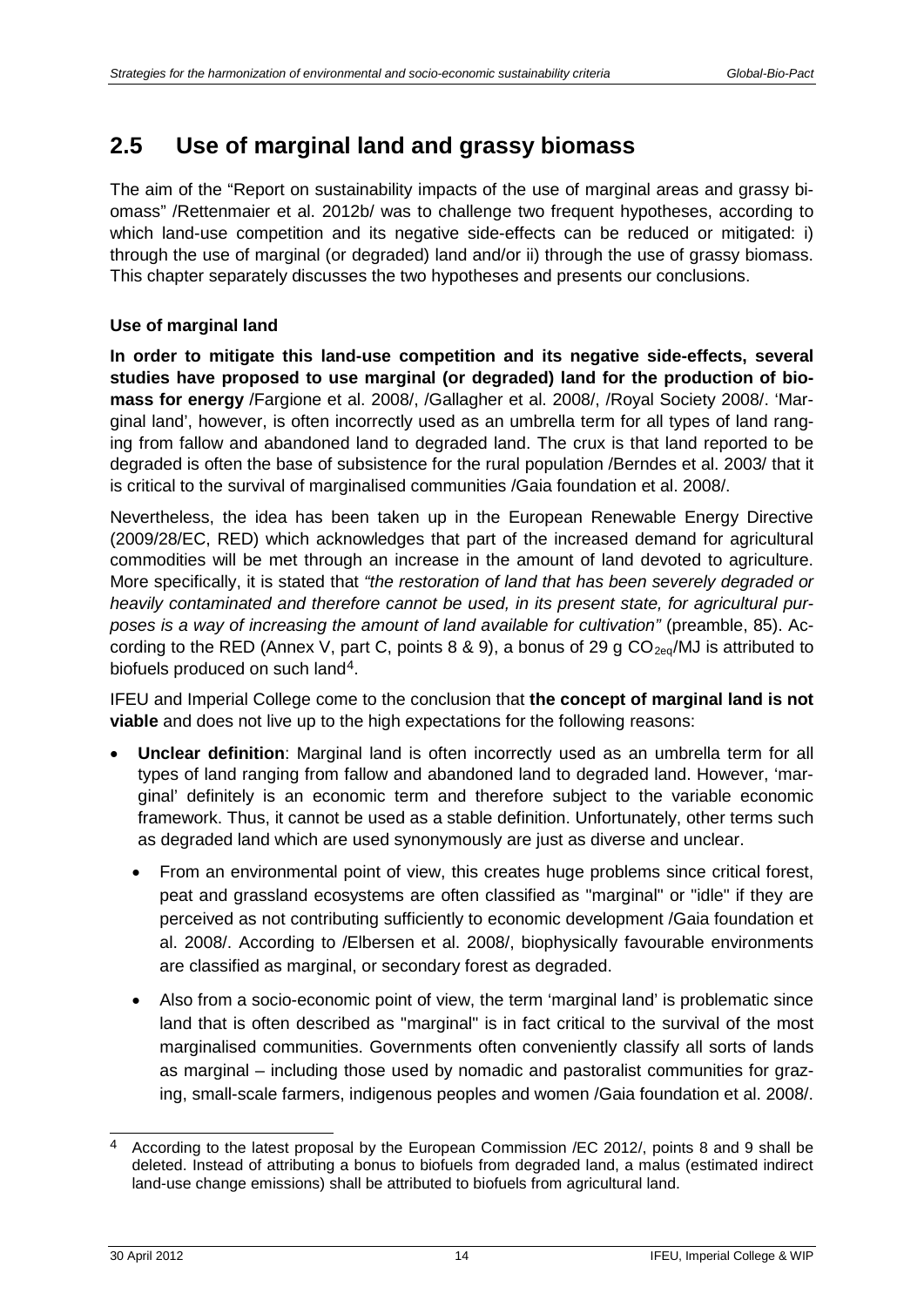## 2.5 Use of marginal land and grassy biomass

The aim of the "Report on sustainability impacts of the use of marginal areas and grassy biomass" /Rettenmaier et al. 2012b/ was to challenge two frequent hypotheses, according to which land-use competition and its negative side-effects can be reduced or mitigated: i) through the use of marginal (or degraded) land and/or ii) through the use of grassy biomass. This chapter separately discusses the two hypotheses and presents our conclusions.

**Use of marginal land**

**In order to mitigate this land-use competition and its negative side-effects, several studies have proposed to use marginal (or degraded) land for the production of biomass for energy** /Fargione et al. 2008/, /Gallagher et al. 2008/, /Royal Society 2008/. 'Marginal land', however, is often incorrectly used as an umbrella term for all types of land ranging from fallow and abandoned land to degraded land. The crux is that land reported to be degraded is often the base of subsistence for the rural population /Berndes et al. 2003/ that it is critical to the survival of marginalised communities /Gaia foundation et al. 2008/.

Nevertheless, the idea has been taken up in the European Renewable Energy Directive (2009/28/EC, RED) which acknowledges that part of the increased demand for agricultural commodities will be met through an increase in the amount of land devoted to agriculture. More specifically, it is stated that *"the restoration of land that has been severely degraded or heavily contaminated and therefore cannot be used, in its present state, for agricultural purposes is a way of increasing the amount of land available for cultivation"* (preamble, 85). According to the RED (Annex V, part C, points 8 & 9), a bonus of 29 g $CO_{2eq}$/MJ is attributed to biofuels produced on such land[4].

IFEU and Imperial College come to the conclusion that **the concept of marginal land is not viable** and does not live up to the high expectations for the following reasons:

- **Unclear definition**: Marginal land is often incorrectly used as an umbrella term for all types of land ranging from fallow and abandoned land to degraded land. However, 'marginal' definitely is an economic term and therefore subject to the variable economic framework. Thus, it cannot be used as a stable definition. Unfortunately, other terms such as degraded land which are used synonymously are just as diverse and unclear.
  - From an environmental point of view, this creates huge problems since critical forest, peat and grassland ecosystems are often classified as "marginal" or "idle" if they are perceived as not contributing sufficiently to economic development /Gaia foundation et al. 2008/. According to /Elbersen et al. 2008/, biophysically favourable environments are classified as marginal, or secondary forest as degraded.
  - Also from a socio-economic point of view, the term 'marginal land' is problematic since land that is often described as "marginal" is in fact critical to the survival of the most marginalised communities. Governments often conveniently classify all sorts of lands as marginal – including those used by nomadic and pastoralist communities for grazing, small-scale farmers, indigenous peoples and women /Gaia foundation et al. 2008/.

[4] According to the latest proposal by the European Commission /EC 2012/, points 8 and 9 shall be deleted. Instead of attributing a bonus to biofuels from degraded land, a malus (estimated indirect land-use change emissions) shall be attributed to biofuels from agricultural land.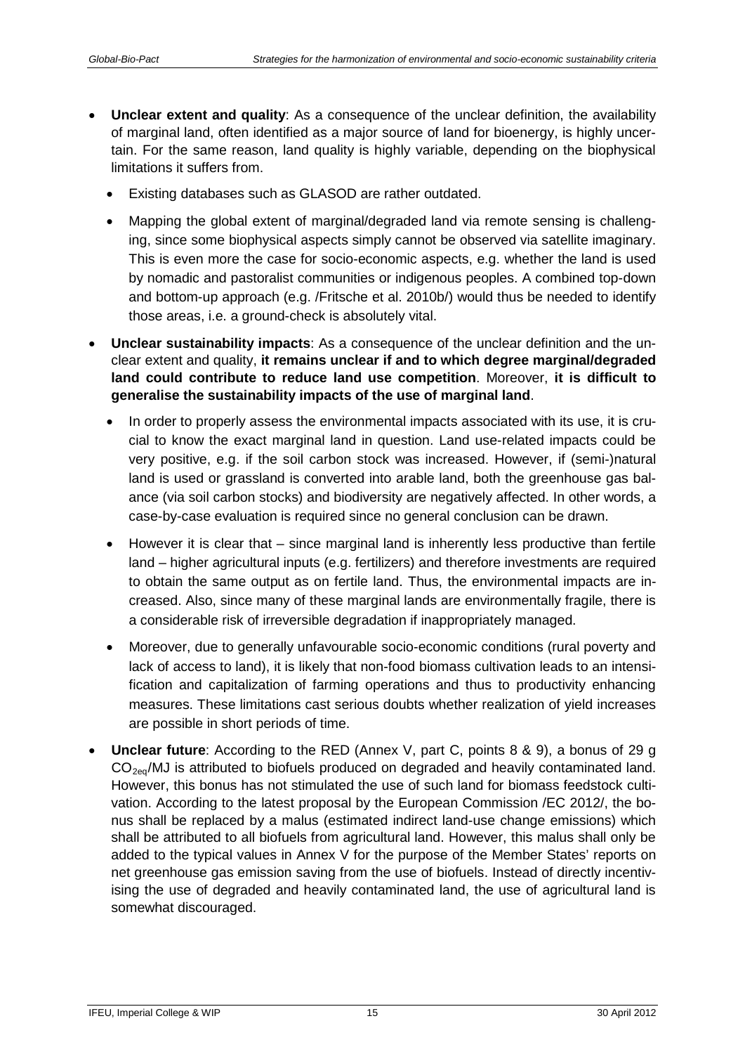- **Unclear extent and quality**: As a consequence of the unclear definition, the availability of marginal land, often identified as a major source of land for bioenergy, is highly uncertain. For the same reason, land quality is highly variable, depending on the biophysical limitations it suffers from.
  - Existing databases such as GLASOD are rather outdated.
  - Mapping the global extent of marginal/degraded land via remote sensing is challenging, since some biophysical aspects simply cannot be observed via satellite imaginary. This is even more the case for socio-economic aspects, e.g. whether the land is used by nomadic and pastoralist communities or indigenous peoples. A combined top-down and bottom-up approach (e.g. /Fritsche et al. 2010b/) would thus be needed to identify those areas, i.e. a ground-check is absolutely vital.
- **Unclear sustainability impacts**: As a consequence of the unclear definition and the unclear extent and quality, **it remains unclear if and to which degree marginal/degraded land could contribute to reduce land use competition**. Moreover, **it is difficult to generalise the sustainability impacts of the use of marginal land**.
  - In order to properly assess the environmental impacts associated with its use, it is crucial to know the exact marginal land in question. Land use-related impacts could be very positive, e.g. if the soil carbon stock was increased. However, if (semi-)natural land is used or grassland is converted into arable land, both the greenhouse gas balance (via soil carbon stocks) and biodiversity are negatively affected. In other words, a case-by-case evaluation is required since no general conclusion can be drawn.
  - However it is clear that – since marginal land is inherently less productive than fertile land – higher agricultural inputs (e.g. fertilizers) and therefore investments are required to obtain the same output as on fertile land. Thus, the environmental impacts are increased. Also, since many of these marginal lands are environmentally fragile, there is a considerable risk of irreversible degradation if inappropriately managed.
  - Moreover, due to generally unfavourable socio-economic conditions (rural poverty and lack of access to land), it is likely that non-food biomass cultivation leads to an intensification and capitalization of farming operations and thus to productivity enhancing measures. These limitations cast serious doubts whether realization of yield increases are possible in short periods of time.
- **Unclear future**: According to the RED (Annex V, part C, points 8 & 9), a bonus of 29 g $CO_{2eq}$/MJ is attributed to biofuels produced on degraded and heavily contaminated land. However, this bonus has not stimulated the use of such land for biomass feedstock cultivation. According to the latest proposal by the European Commission /EC 2012/, the bonus shall be replaced by a malus (estimated indirect land-use change emissions) which shall be attributed to all biofuels from agricultural land. However, this malus shall only be added to the typical values in Annex V for the purpose of the Member States' reports on net greenhouse gas emission saving from the use of biofuels. Instead of directly incentivising the use of degraded and heavily contaminated land, the use of agricultural land is somewhat discouraged.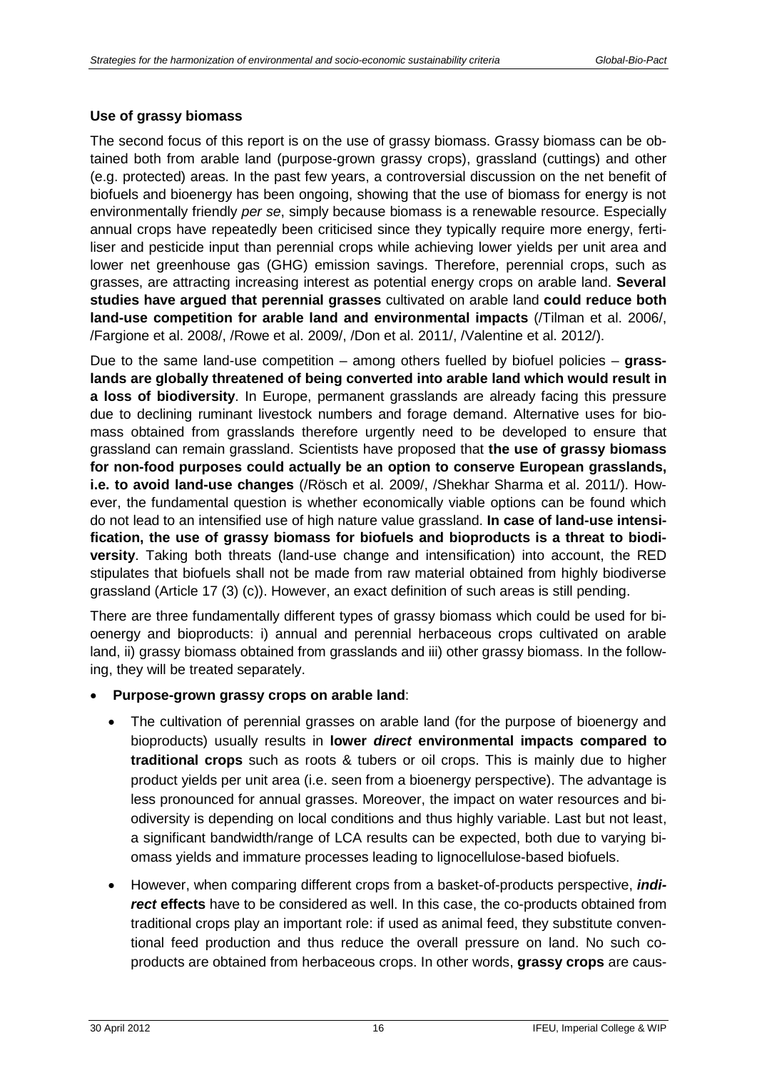### Use of grassy biomass

The second focus of this report is on the use of grassy biomass. Grassy biomass can be obtained both from arable land (purpose-grown grassy crops), grassland (cuttings) and other (e.g. protected) areas. In the past few years, a controversial discussion on the net benefit of biofuels and bioenergy has been ongoing, showing that the use of biomass for energy is not environmentally friendly *per se*, simply because biomass is a renewable resource. Especially annual crops have repeatedly been criticised since they typically require more energy, fertiliser and pesticide input than perennial crops while achieving lower yields per unit area and lower net greenhouse gas (GHG) emission savings. Therefore, perennial crops, such as grasses, are attracting increasing interest as potential energy crops on arable land. **Several studies have argued that perennial grasses** cultivated on arable land **could reduce both land-use competition for arable land and environmental impacts** (/Tilman et al. 2006/, /Fargione et al. 2008/, /Rowe et al. 2009/, /Don et al. 2011/, /Valentine et al. 2012/).

Due to the same land-use competition – among others fuelled by biofuel policies – **grasslands are globally threatened of being converted into arable land which would result in a loss of biodiversity**. In Europe, permanent grasslands are already facing this pressure due to declining ruminant livestock numbers and forage demand. Alternative uses for biomass obtained from grasslands therefore urgently need to be developed to ensure that grassland can remain grassland. Scientists have proposed that **the use of grassy biomass for non-food purposes could actually be an option to conserve European grasslands, i.e. to avoid land-use changes** (/Rösch et al. 2009/, /Shekhar Sharma et al. 2011/). However, the fundamental question is whether economically viable options can be found which do not lead to an intensified use of high nature value grassland. **In case of land-use intensification, the use of grassy biomass for biofuels and bioproducts is a threat to biodiversity**. Taking both threats (land-use change and intensification) into account, the RED stipulates that biofuels shall not be made from raw material obtained from highly biodiverse grassland (Article 17 (3) (c)). However, an exact definition of such areas is still pending.

There are three fundamentally different types of grassy biomass which could be used for bioenergy and bioproducts: i) annual and perennial herbaceous crops cultivated on arable land, ii) grassy biomass obtained from grasslands and iii) other grassy biomass. In the following, they will be treated separately.

- **Purpose-grown grassy crops on arable land**:
  - The cultivation of perennial grasses on arable land (for the purpose of bioenergy and bioproducts) usually results in **lower *direct* environmental impacts compared to traditional crops** such as roots & tubers or oil crops. This is mainly due to higher product yields per unit area (i.e. seen from a bioenergy perspective). The advantage is less pronounced for annual grasses. Moreover, the impact on water resources and biodiversity is depending on local conditions and thus highly variable. Last but not least, a significant bandwidth/range of LCA results can be expected, both due to varying biomass yields and immature processes leading to lignocellulose-based biofuels.
  - However, when comparing different crops from a basket-of-products perspective, ***indirect* effects** have to be considered as well. In this case, the co-products obtained from traditional crops play an important role: if used as animal feed, they substitute conventional feed production and thus reduce the overall pressure on land. No such co-products are obtained from herbaceous crops. In other words, **grassy crops** are caus-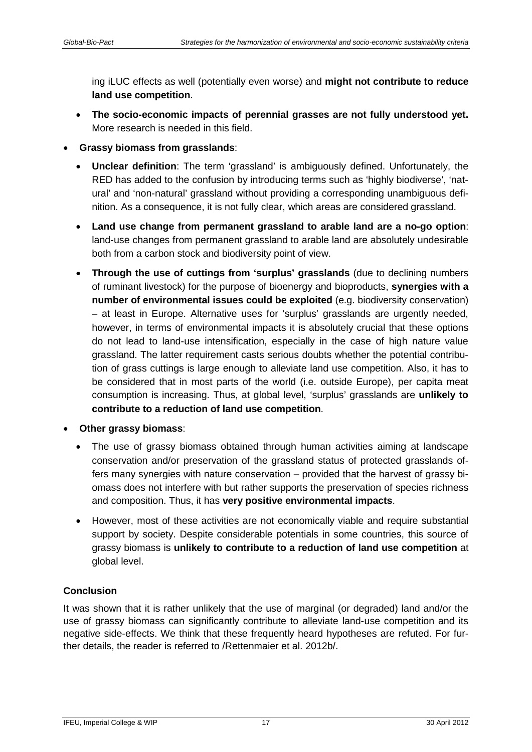ing iLUC effects as well (potentially even worse) and **might not contribute to reduce land use competition**.

- **The socio-economic impacts of perennial grasses are not fully understood yet.** More research is needed in this field.

- **Grassy biomass from grasslands**:
  - **Unclear definition**: The term 'grassland' is ambiguously defined. Unfortunately, the RED has added to the confusion by introducing terms such as 'highly biodiverse', 'natural' and 'non-natural' grassland without providing a corresponding unambiguous definition. As a consequence, it is not fully clear, which areas are considered grassland.
  - **Land use change from permanent grassland to arable land are a no-go option**: land-use changes from permanent grassland to arable land are absolutely undesirable both from a carbon stock and biodiversity point of view.
  - **Through the use of cuttings from 'surplus' grasslands** (due to declining numbers of ruminant livestock) for the purpose of bioenergy and bioproducts, **synergies with a number of environmental issues could be exploited** (e.g. biodiversity conservation) – at least in Europe. Alternative uses for 'surplus' grasslands are urgently needed, however, in terms of environmental impacts it is absolutely crucial that these options do not lead to land-use intensification, especially in the case of high nature value grassland. The latter requirement casts serious doubts whether the potential contribution of grass cuttings is large enough to alleviate land use competition. Also, it has to be considered that in most parts of the world (i.e. outside Europe), per capita meat consumption is increasing. Thus, at global level, 'surplus' grasslands are **unlikely to contribute to a reduction of land use competition**.

- **Other grassy biomass**:
  - The use of grassy biomass obtained through human activities aiming at landscape conservation and/or preservation of the grassland status of protected grasslands offers many synergies with nature conservation – provided that the harvest of grassy biomass does not interfere with but rather supports the preservation of species richness and composition. Thus, it has **very positive environmental impacts**.
  - However, most of these activities are not economically viable and require substantial support by society. Despite considerable potentials in some countries, this source of grassy biomass is **unlikely to contribute to a reduction of land use competition** at global level.

**Conclusion**

It was shown that it is rather unlikely that the use of marginal (or degraded) land and/or the use of grassy biomass can significantly contribute to alleviate land-use competition and its negative side-effects. We think that these frequently heard hypotheses are refuted. For further details, the reader is referred to /Rettenmaier et al. 2012b/.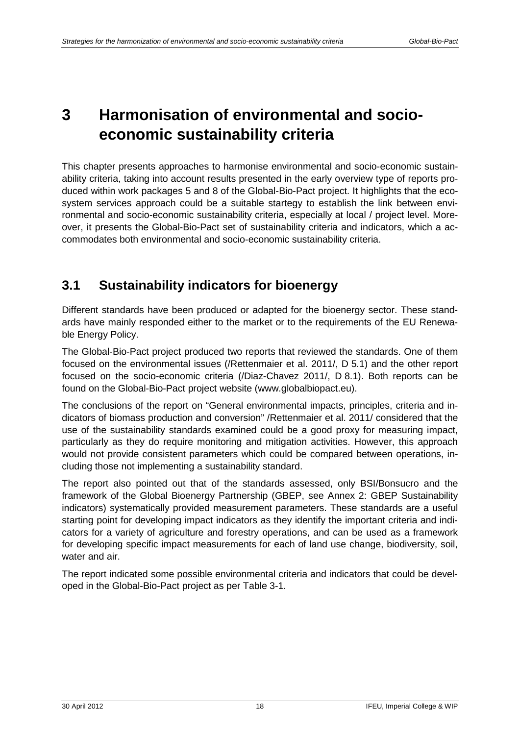# 3 Harmonisation of environmental and socio-economic sustainability criteria

This chapter presents approaches to harmonise environmental and socio-economic sustainability criteria, taking into account results presented in the early overview type of reports produced within work packages 5 and 8 of the Global-Bio-Pact project. It highlights that the ecosystem services approach could be a suitable startegy to establish the link between environmental and socio-economic sustainability criteria, especially at local / project level. Moreover, it presents the Global-Bio-Pact set of sustainability criteria and indicators, which a accommodates both environmental and socio-economic sustainability criteria.

## 3.1 Sustainability indicators for bioenergy

Different standards have been produced or adapted for the bioenergy sector. These standards have mainly responded either to the market or to the requirements of the EU Renewable Energy Policy.

The Global-Bio-Pact project produced two reports that reviewed the standards. One of them focused on the environmental issues (/Rettenmaier et al. 2011/, D 5.1) and the other report focused on the socio-economic criteria (/Diaz-Chavez 2011/, D 8.1). Both reports can be found on the Global-Bio-Pact project website (www.globalbiopact.eu).

The conclusions of the report on "General environmental impacts, principles, criteria and indicators of biomass production and conversion" /Rettenmaier et al. 2011/ considered that the use of the sustainability standards examined could be a good proxy for measuring impact, particularly as they do require monitoring and mitigation activities. However, this approach would not provide consistent parameters which could be compared between operations, including those not implementing a sustainability standard.

The report also pointed out that of the standards assessed, only BSI/Bonsucro and the framework of the Global Bioenergy Partnership (GBEP, see Annex 2: GBEP Sustainability indicators) systematically provided measurement parameters. These standards are a useful starting point for developing impact indicators as they identify the important criteria and indicators for a variety of agriculture and forestry operations, and can be used as a framework for developing specific impact measurements for each of land use change, biodiversity, soil, water and air.

The report indicated some possible environmental criteria and indicators that could be developed in the Global-Bio-Pact project as per Table 3-1.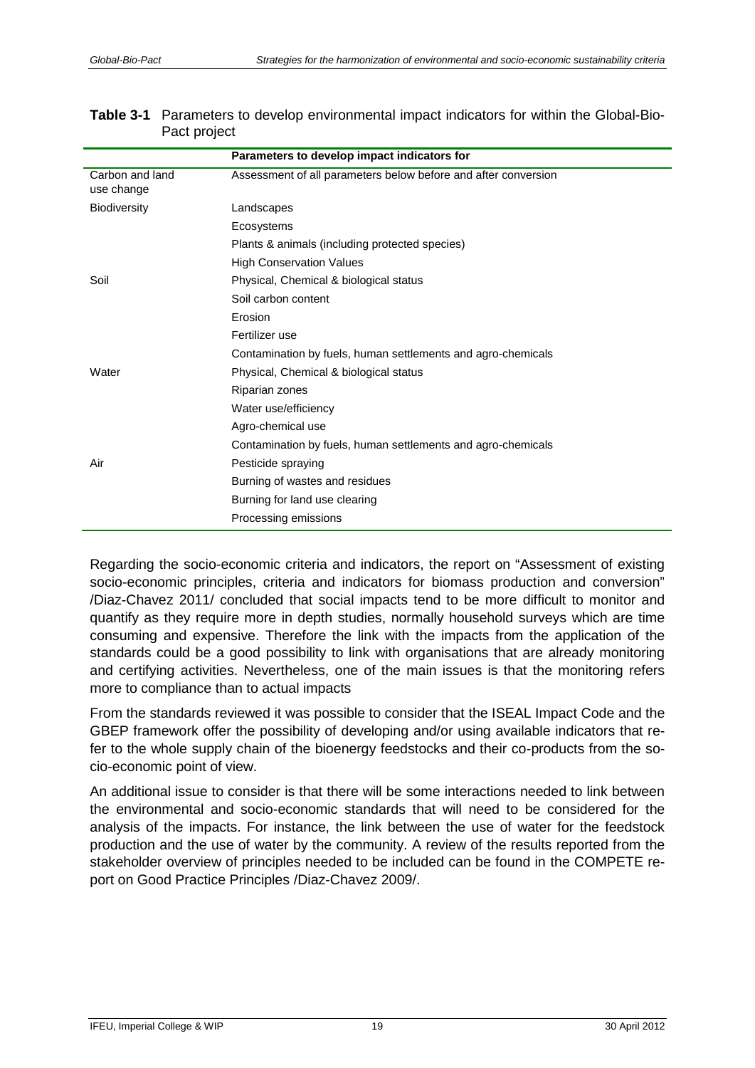**Table 3-1** Parameters to develop environmental impact indicators for within the Global-Bio-Pact project

| | Parameters to develop impact indicators for |
|---|---|
| Carbon and land use change | Assessment of all parameters below before and after conversion |
| Biodiversity | Landscapes |
| | Ecosystems |
| | Plants & animals (including protected species) |
| | High Conservation Values |
| Soil | Physical, Chemical & biological status |
| | Soil carbon content |
| | Erosion |
| | Fertilizer use |
| | Contamination by fuels, human settlements and agro-chemicals |
| Water | Physical, Chemical & biological status |
| | Riparian zones |
| | Water use/efficiency |
| | Agro-chemical use |
| | Contamination by fuels, human settlements and agro-chemicals |
| Air | Pesticide spraying |
| | Burning of wastes and residues |
| | Burning for land use clearing |
| | Processing emissions |

Regarding the socio-economic criteria and indicators, the report on "Assessment of existing socio-economic principles, criteria and indicators for biomass production and conversion" /Diaz-Chavez 2011/ concluded that social impacts tend to be more difficult to monitor and quantify as they require more in depth studies, normally household surveys which are time consuming and expensive. Therefore the link with the impacts from the application of the standards could be a good possibility to link with organisations that are already monitoring and certifying activities. Nevertheless, one of the main issues is that the monitoring refers more to compliance than to actual impacts

From the standards reviewed it was possible to consider that the ISEAL Impact Code and the GBEP framework offer the possibility of developing and/or using available indicators that refer to the whole supply chain of the bioenergy feedstocks and their co-products from the socio-economic point of view.

An additional issue to consider is that there will be some interactions needed to link between the environmental and socio-economic standards that will need to be considered for the analysis of the impacts. For instance, the link between the use of water for the feedstock production and the use of water by the community. A review of the results reported from the stakeholder overview of principles needed to be included can be found in the COMPETE report on Good Practice Principles /Diaz-Chavez 2009/.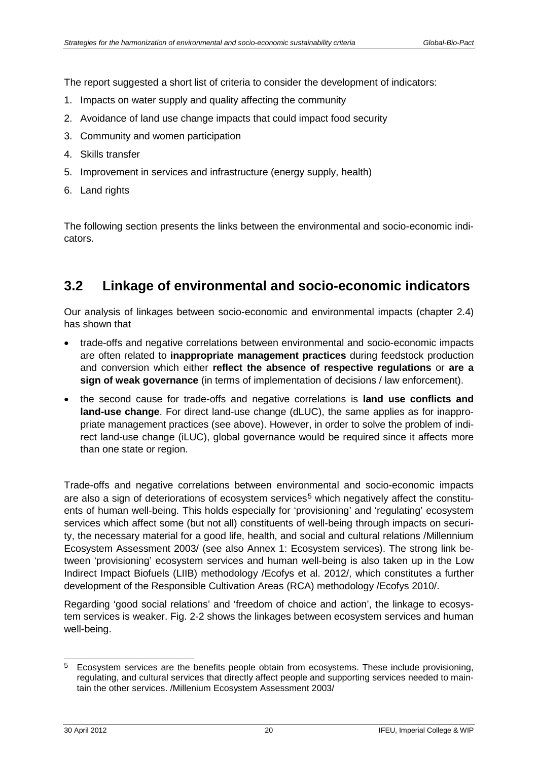The report suggested a short list of criteria to consider the development of indicators:

1. Impacts on water supply and quality affecting the community
2. Avoidance of land use change impacts that could impact food security
3. Community and women participation
4. Skills transfer
5. Improvement in services and infrastructure (energy supply, health)
6. Land rights

The following section presents the links between the environmental and socio-economic indicators.

## 3.2 Linkage of environmental and socio-economic indicators

Our analysis of linkages between socio-economic and environmental impacts (chapter 2.4) has shown that

- trade-offs and negative correlations between environmental and socio-economic impacts are often related to **inappropriate management practices** during feedstock production and conversion which either **reflect the absence of respective regulations** or **are a sign of weak governance** (in terms of implementation of decisions / law enforcement).
- the second cause for trade-offs and negative correlations is **land use conflicts and land-use change**. For direct land-use change (dLUC), the same applies as for inappropriate management practices (see above). However, in order to solve the problem of indirect land-use change (iLUC), global governance would be required since it affects more than one state or region.

Trade-offs and negative correlations between environmental and socio-economic impacts are also a sign of deteriorations of ecosystem services[5] which negatively affect the constituents of human well-being. This holds especially for 'provisioning' and 'regulating' ecosystem services which affect some (but not all) constituents of well-being through impacts on security, the necessary material for a good life, health, and social and cultural relations /Millennium Ecosystem Assessment 2003/ (see also Annex 1: Ecosystem services). The strong link between 'provisioning' ecosystem services and human well-being is also taken up in the Low Indirect Impact Biofuels (LIIB) methodology /Ecofys et al. 2012/, which constitutes a further development of the Responsible Cultivation Areas (RCA) methodology /Ecofys 2010/.

Regarding 'good social relations' and 'freedom of choice and action', the linkage to ecosystem services is weaker. Fig. 2-2 shows the linkages between ecosystem services and human well-being.

[5] Ecosystem services are the benefits people obtain from ecosystems. These include provisioning, regulating, and cultural services that directly affect people and supporting services needed to maintain the other services. /Millenium Ecosystem Assessment 2003/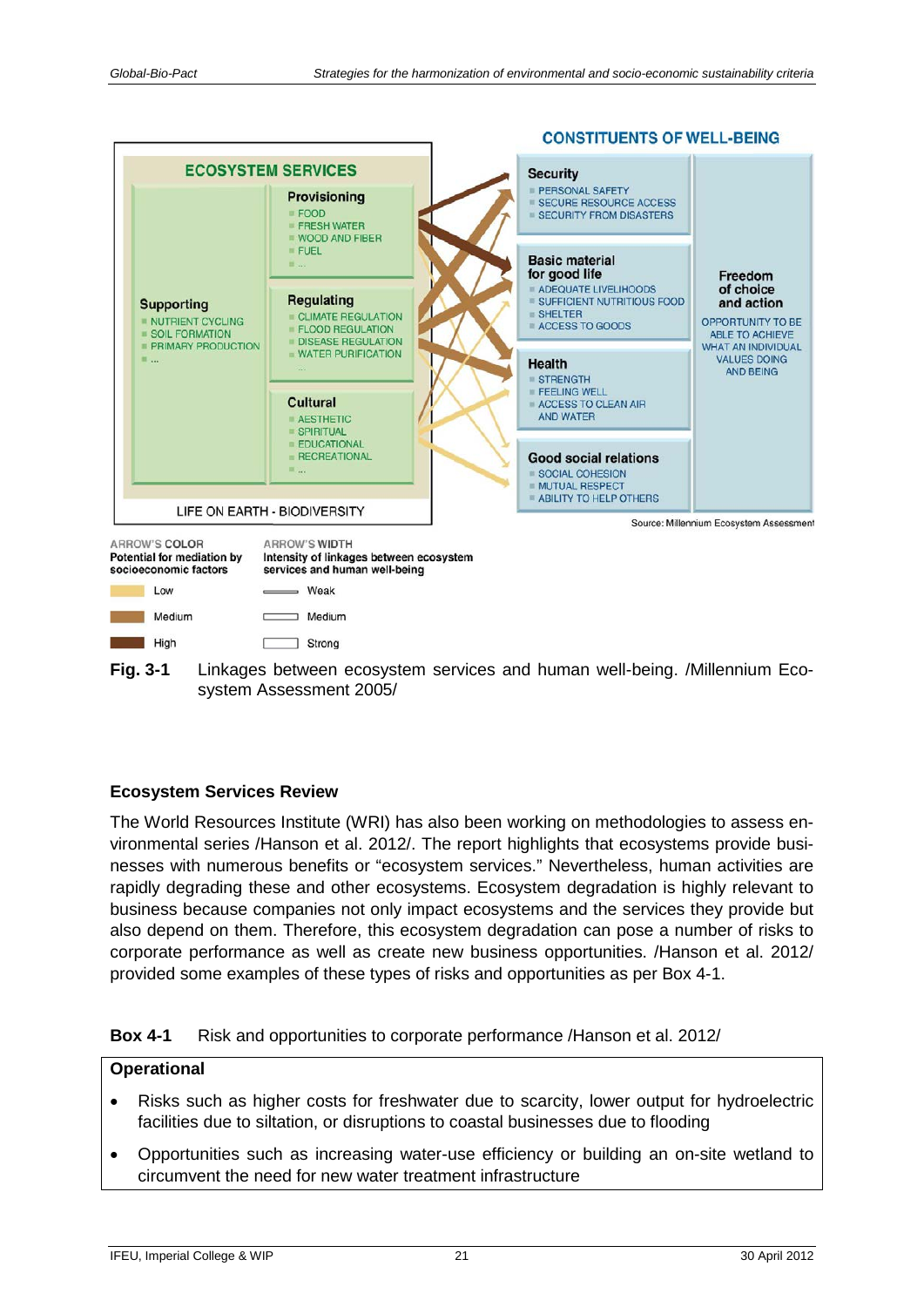CONSTITUENTS OF WELL-BEING

ECOSYSTEM SERVICES

**Provisioning**
- FOOD
- FRESH WATER
- WOOD AND FIBER
- FUEL
- ...

**Supporting**
- NUTRIENT CYCLING
- SOIL FORMATION
- PRIMARY PRODUCTION
- ...

**Regulating**
- CLIMATE REGULATION
- FLOOD REGULATION
- DISEASE REGULATION
- WATER PURIFICATION
- ...

**Cultural**
- AESTHETIC
- SPIRITUAL
- EDUCATIONAL
- RECREATIONAL
- ...

LIFE ON EARTH - BIODIVERSITY

**Security**
- PERSONAL SAFETY
- SECURE RESOURCE ACCESS
- SECURITY FROM DISASTERS

**Basic material for good life**
- ADEQUATE LIVELIHOODS
- SUFFICIENT NUTRITIOUS FOOD
- SHELTER
- ACCESS TO GOODS

**Health**
- STRENGTH
- FEELING WELL
- ACCESS TO CLEAN AIR AND WATER

**Good social relations**
- SOCIAL COHESION
- MUTUAL RESPECT
- ABILITY TO HELP OTHERS

**Freedom of choice and action**
OPPORTUNITY TO BE ABLE TO ACHIEVE WHAT AN INDIVIDUAL VALUES DOING AND BEING

Source: Millennium Ecosystem Assessment

ARROW'S COLOR
Potential for mediation by socioeconomic factors
- Low
- Medium
- High

ARROW'S WIDTH
Intensity of linkages between ecosystem services and human well-being
- Weak
- Medium
- Strong

**Fig. 3-1** Linkages between ecosystem services and human well-being. /Millennium Ecosystem Assessment 2005/

### Ecosystem Services Review

The World Resources Institute (WRI) has also been working on methodologies to assess environmental series /Hanson et al. 2012/. The report highlights that ecosystems provide businesses with numerous benefits or "ecosystem services." Nevertheless, human activities are rapidly degrading these and other ecosystems. Ecosystem degradation is highly relevant to business because companies not only impact ecosystems and the services they provide but also depend on them. Therefore, this ecosystem degradation can pose a number of risks to corporate performance as well as create new business opportunities. /Hanson et al. 2012/ provided some examples of these types of risks and opportunities as per Box 4-1.

**Box 4-1** Risk and opportunities to corporate performance /Hanson et al. 2012/

**Operational**

- Risks such as higher costs for freshwater due to scarcity, lower output for hydroelectric facilities due to siltation, or disruptions to coastal businesses due to flooding
- Opportunities such as increasing water-use efficiency or building an on-site wetland to circumvent the need for new water treatment infrastructure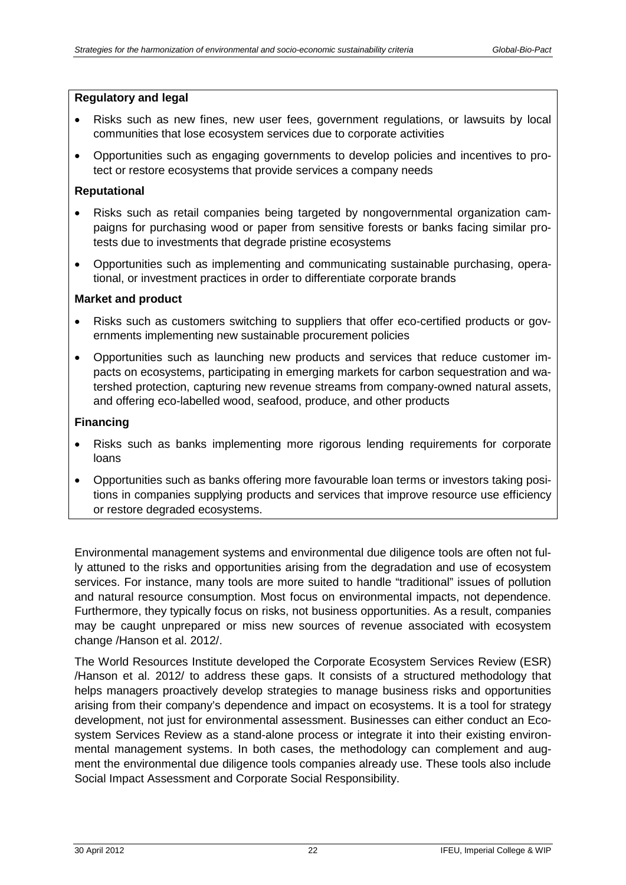**Regulatory and legal**

- Risks such as new fines, new user fees, government regulations, or lawsuits by local communities that lose ecosystem services due to corporate activities
- Opportunities such as engaging governments to develop policies and incentives to protect or restore ecosystems that provide services a company needs

**Reputational**

- Risks such as retail companies being targeted by nongovernmental organization campaigns for purchasing wood or paper from sensitive forests or banks facing similar protests due to investments that degrade pristine ecosystems
- Opportunities such as implementing and communicating sustainable purchasing, operational, or investment practices in order to differentiate corporate brands

**Market and product**

- Risks such as customers switching to suppliers that offer eco-certified products or governments implementing new sustainable procurement policies
- Opportunities such as launching new products and services that reduce customer impacts on ecosystems, participating in emerging markets for carbon sequestration and watershed protection, capturing new revenue streams from company-owned natural assets, and offering eco-labelled wood, seafood, produce, and other products

**Financing**

- Risks such as banks implementing more rigorous lending requirements for corporate loans
- Opportunities such as banks offering more favourable loan terms or investors taking positions in companies supplying products and services that improve resource use efficiency or restore degraded ecosystems.

Environmental management systems and environmental due diligence tools are often not fully attuned to the risks and opportunities arising from the degradation and use of ecosystem services. For instance, many tools are more suited to handle "traditional" issues of pollution and natural resource consumption. Most focus on environmental impacts, not dependence. Furthermore, they typically focus on risks, not business opportunities. As a result, companies may be caught unprepared or miss new sources of revenue associated with ecosystem change /Hanson et al. 2012/.

The World Resources Institute developed the Corporate Ecosystem Services Review (ESR) /Hanson et al. 2012/ to address these gaps. It consists of a structured methodology that helps managers proactively develop strategies to manage business risks and opportunities arising from their company's dependence and impact on ecosystems. It is a tool for strategy development, not just for environmental assessment. Businesses can either conduct an Ecosystem Services Review as a stand-alone process or integrate it into their existing environmental management systems. In both cases, the methodology can complement and augment the environmental due diligence tools companies already use. These tools also include Social Impact Assessment and Corporate Social Responsibility.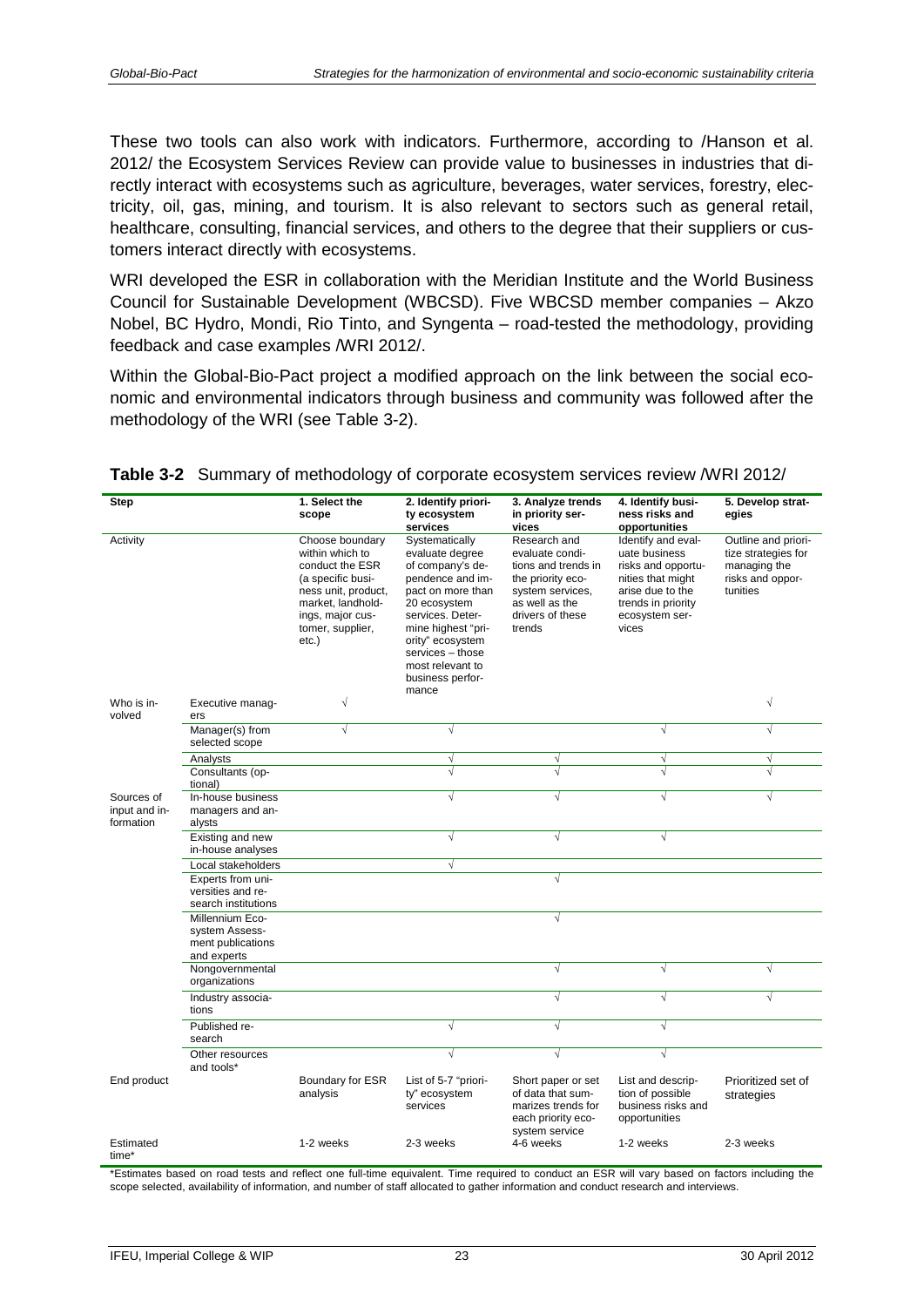These two tools can also work with indicators. Furthermore, according to /Hanson et al. 2012/ the Ecosystem Services Review can provide value to businesses in industries that directly interact with ecosystems such as agriculture, beverages, water services, forestry, electricity, oil, gas, mining, and tourism. It is also relevant to sectors such as general retail, healthcare, consulting, financial services, and others to the degree that their suppliers or customers interact directly with ecosystems.

WRI developed the ESR in collaboration with the Meridian Institute and the World Business Council for Sustainable Development (WBCSD). Five WBCSD member companies – Akzo Nobel, BC Hydro, Mondi, Rio Tinto, and Syngenta – road-tested the methodology, providing feedback and case examples /WRI 2012/.

Within the Global-Bio-Pact project a modified approach on the link between the social economic and environmental indicators through business and community was followed after the methodology of the WRI (see Table 3-2).

**Table 3-2** Summary of methodology of corporate ecosystem services review /WRI 2012/

| Step | | 1. Select the scope | 2. Identify priority ecosystem services | 3. Analyze trends in priority services | 4. Identify business risks and opportunities | 5. Develop strategies |
|---|---|---|---|---|---|---|
| Activity | | Choose boundary within which to conduct the ESR (a specific business unit, product, market, landholdings, major customer, supplier, etc.) | Systematically evaluate degree of company's dependence and impact on more than 20 ecosystem services. Determine highest "priority" ecosystem services – those most relevant to business performance | Research and evaluate conditions and trends in the priority ecosystem services, as well as the drivers of these trends | Identify and evaluate business risks and opportunities that might arise due to the trends in priority ecosystem services | Outline and prioritize strategies for managing the risks and opportunities |
| Who is involved | Executive managers | √ | | | | √ |
| | Manager(s) from selected scope | √ | √ | | √ | √ |
| | Analysts | | √ | √ | √ | √ |
| | Consultants (optional) | | √ | √ | √ | √ |
| Sources of input and information | In-house business managers and analysts | | √ | √ | √ | √ |
| | Existing and new in-house analyses | | √ | √ | √ | |
| | Local stakeholders | | √ | | | |
| | Experts from universities and research institutions | | | √ | | |
| | Millennium Ecosystem Assessment publications and experts | | | √ | | |
| | Nongovernmental organizations | | | √ | √ | √ |
| | Industry associations | | | √ | √ | √ |
| | Published research | | √ | √ | √ | |
| | Other resources and tools* | | √ | √ | √ | |
| End product | | Boundary for ESR analysis | List of 5-7 "priority" ecosystem services | Short paper or set of data that summarizes trends for each priority ecosystem service | List and description of possible business risks and opportunities | Prioritized set of strategies |
| Estimated time* | | 1-2 weeks | 2-3 weeks | 4-6 weeks | 1-2 weeks | 2-3 weeks |

*Estimates based on road tests and reflect one full-time equivalent. Time required to conduct an ESR will vary based on factors including the scope selected, availability of information, and number of staff allocated to gather information and conduct research and interviews.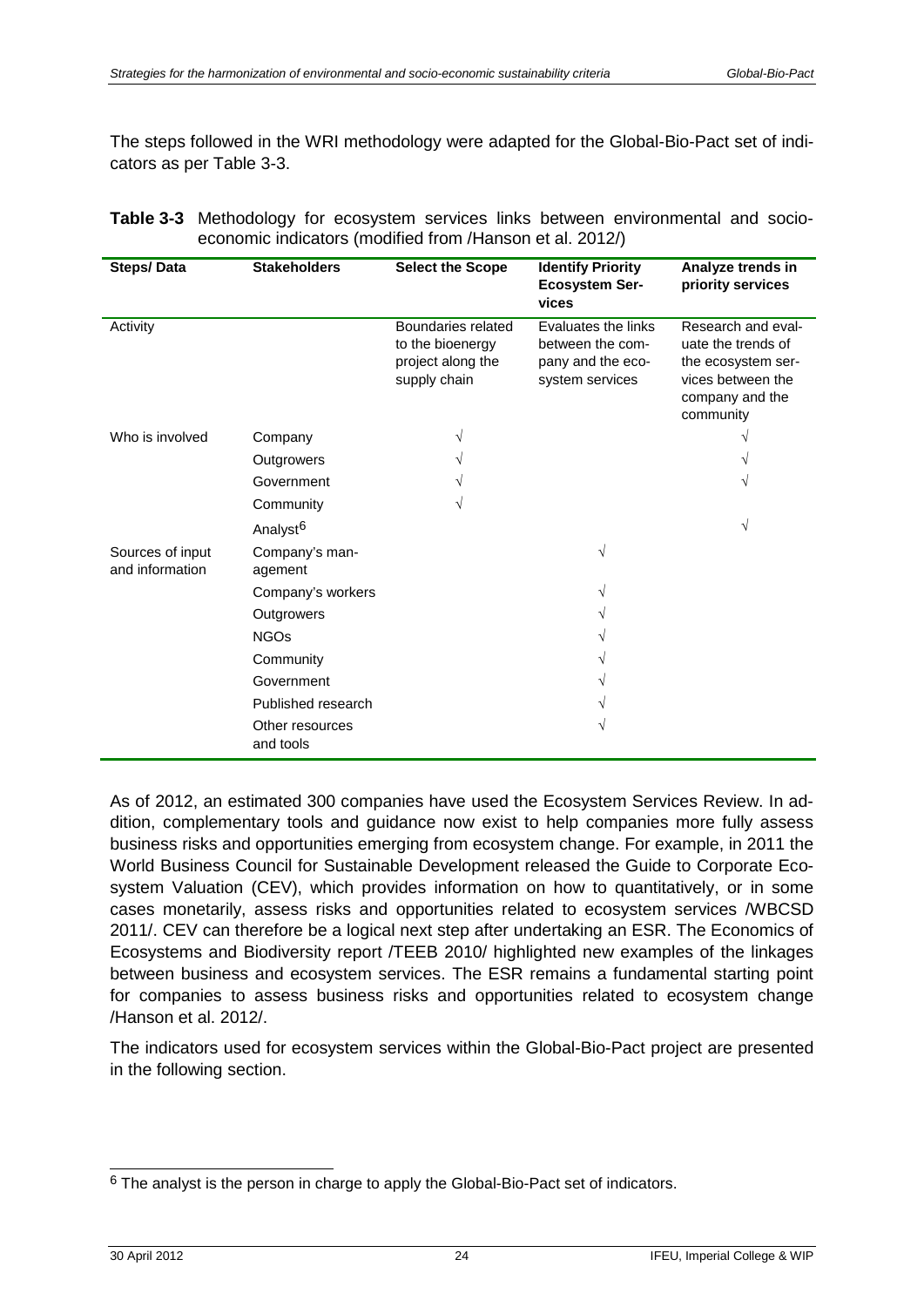The steps followed in the WRI methodology were adapted for the Global-Bio-Pact set of indicators as per Table 3-3.

**Table 3-3** Methodology for ecosystem services links between environmental and socio-economic indicators (modified from /Hanson et al. 2012/)

| Steps/ Data | Stakeholders | Select the Scope | Identify Priority Ecosystem Services | Analyze trends in priority services |
|---|---|---|---|---|
| Activity | | Boundaries related to the bioenergy project along the supply chain | Evaluates the links between the company and the ecosystem services | Research and evaluate the trends of the ecosystem services between the company and the community |
| Who is involved | Company | √ | | √ |
| | Outgrowers | √ | | √ |
| | Government | √ | | √ |
| | Community | √ | | |
| | Analyst[6] | | | √ |
| Sources of input and information | Company's management | | √ | |
| | Company's workers | | √ | |
| | Outgrowers | | √ | |
| | NGOs | | √ | |
| | Community | | √ | |
| | Government | | √ | |
| | Published research | | √ | |
| | Other resources and tools | | √ | |

As of 2012, an estimated 300 companies have used the Ecosystem Services Review. In addition, complementary tools and guidance now exist to help companies more fully assess business risks and opportunities emerging from ecosystem change. For example, in 2011 the World Business Council for Sustainable Development released the Guide to Corporate Ecosystem Valuation (CEV), which provides information on how to quantitatively, or in some cases monetarily, assess risks and opportunities related to ecosystem services /WBCSD 2011/. CEV can therefore be a logical next step after undertaking an ESR. The Economics of Ecosystems and Biodiversity report /TEEB 2010/ highlighted new examples of the linkages between business and ecosystem services. The ESR remains a fundamental starting point for companies to assess business risks and opportunities related to ecosystem change /Hanson et al. 2012/.

The indicators used for ecosystem services within the Global-Bio-Pact project are presented in the following section.

[6] The analyst is the person in charge to apply the Global-Bio-Pact set of indicators.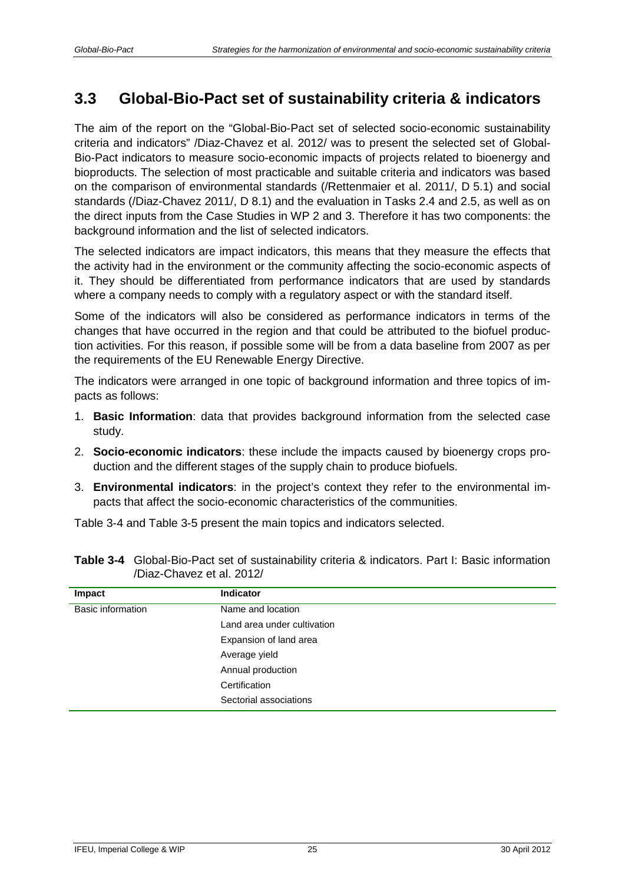## 3.3 Global-Bio-Pact set of sustainability criteria & indicators

The aim of the report on the "Global-Bio-Pact set of selected socio-economic sustainability criteria and indicators" /Diaz-Chavez et al. 2012/ was to present the selected set of Global-Bio-Pact indicators to measure socio-economic impacts of projects related to bioenergy and bioproducts. The selection of most practicable and suitable criteria and indicators was based on the comparison of environmental standards (/Rettenmaier et al. 2011/, D 5.1) and social standards (/Diaz-Chavez 2011/, D 8.1) and the evaluation in Tasks 2.4 and 2.5, as well as on the direct inputs from the Case Studies in WP 2 and 3. Therefore it has two components: the background information and the list of selected indicators.

The selected indicators are impact indicators, this means that they measure the effects that the activity had in the environment or the community affecting the socio-economic aspects of it. They should be differentiated from performance indicators that are used by standards where a company needs to comply with a regulatory aspect or with the standard itself.

Some of the indicators will also be considered as performance indicators in terms of the changes that have occurred in the region and that could be attributed to the biofuel production activities. For this reason, if possible some will be from a data baseline from 2007 as per the requirements of the EU Renewable Energy Directive.

The indicators were arranged in one topic of background information and three topics of impacts as follows:

1. **Basic Information**: data that provides background information from the selected case study.
2. **Socio-economic indicators**: these include the impacts caused by bioenergy crops production and the different stages of the supply chain to produce biofuels.
3. **Environmental indicators**: in the project's context they refer to the environmental impacts that affect the socio-economic characteristics of the communities.

Table 3-4 and Table 3-5 present the main topics and indicators selected.

**Table 3-4** Global-Bio-Pact set of sustainability criteria & indicators. Part I: Basic information /Diaz-Chavez et al. 2012/

| Impact | Indicator |
|---|---|
| Basic information | Name and location |
| | Land area under cultivation |
| | Expansion of land area |
| | Average yield |
| | Annual production |
| | Certification |
| | Sectorial associations |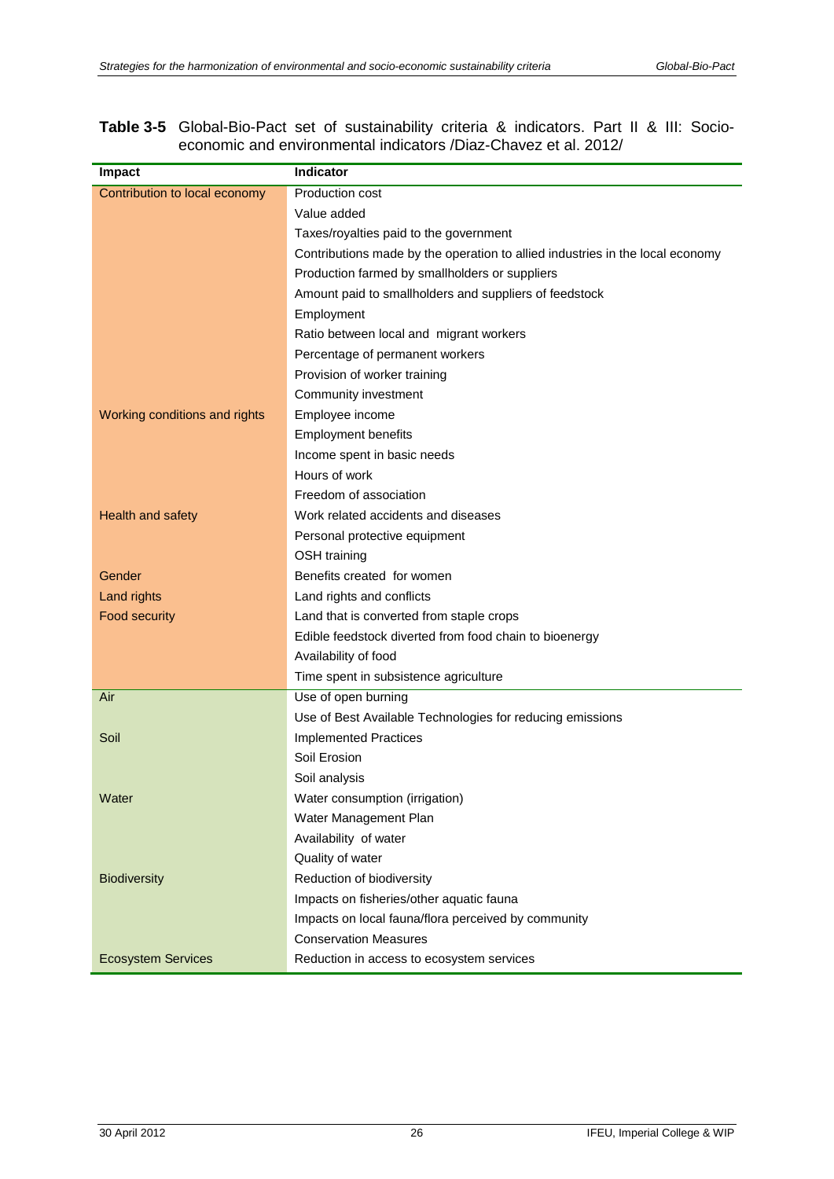**Table 3-5** Global-Bio-Pact set of sustainability criteria & indicators. Part II & III: Socio-economic and environmental indicators /Diaz-Chavez et al. 2012/

| Impact | Indicator |
|---|---|
| Contribution to local economy | Production cost |
| | Value added |
| | Taxes/royalties paid to the government |
| | Contributions made by the operation to allied industries in the local economy |
| | Production farmed by smallholders or suppliers |
| | Amount paid to smallholders and suppliers of feedstock |
| | Employment |
| | Ratio between local and migrant workers |
| | Percentage of permanent workers |
| | Provision of worker training |
| | Community investment |
| Working conditions and rights | Employee income |
| | Employment benefits |
| | Income spent in basic needs |
| | Hours of work |
| | Freedom of association |
| Health and safety | Work related accidents and diseases |
| | Personal protective equipment |
| | OSH training |
| Gender | Benefits created for women |
| Land rights | Land rights and conflicts |
| Food security | Land that is converted from staple crops |
| | Edible feedstock diverted from food chain to bioenergy |
| | Availability of food |
| | Time spent in subsistence agriculture |
| Air | Use of open burning |
| | Use of Best Available Technologies for reducing emissions |
| Soil | Implemented Practices |
| | Soil Erosion |
| | Soil analysis |
| Water | Water consumption (irrigation) |
| | Water Management Plan |
| | Availability of water |
| | Quality of water |
| Biodiversity | Reduction of biodiversity |
| | Impacts on fisheries/other aquatic fauna |
| | Impacts on local fauna/flora perceived by community |
| | Conservation Measures |
| Ecosystem Services | Reduction in access to ecosystem services |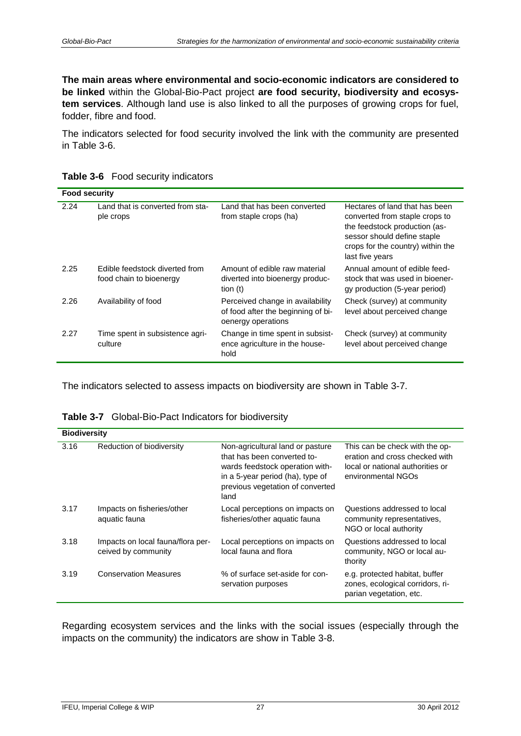**The main areas where environmental and socio-economic indicators are considered to be linked** within the Global-Bio-Pact project **are food security, biodiversity and ecosystem services**. Although land use is also linked to all the purposes of growing crops for fuel, fodder, fibre and food.

The indicators selected for food security involved the link with the community are presented in Table 3-6.

**Table 3-6** Food security indicators

| **Food security** | | | |
|---|---|---|---|
| 2.24 | Land that is converted from staple crops | Land that has been converted from staple crops (ha) | Hectares of land that has been converted from staple crops to the feedstock production (assessor should define staple crops for the country) within the last five years |
| 2.25 | Edible feedstock diverted from food chain to bioenergy | Amount of edible raw material diverted into bioenergy production (t) | Annual amount of edible feedstock that was used in bioenergy production (5-year period) |
| 2.26 | Availability of food | Perceived change in availability of food after the beginning of bioenergy operations | Check (survey) at community level about perceived change |
| 2.27 | Time spent in subsistence agriculture | Change in time spent in subsistence agriculture in the household | Check (survey) at community level about perceived change |

The indicators selected to assess impacts on biodiversity are shown in Table 3-7.

**Table 3-7** Global-Bio-Pact Indicators for biodiversity

| **Biodiversity** | | | |
|---|---|---|---|
| 3.16 | Reduction of biodiversity | Non-agricultural land or pasture that has been converted towards feedstock operation within a 5-year period (ha), type of previous vegetation of converted land | This can be check with the operation and cross checked with local or national authorities or environmental NGOs |
| 3.17 | Impacts on fisheries/other aquatic fauna | Local perceptions on impacts on fisheries/other aquatic fauna | Questions addressed to local community representatives, NGO or local authority |
| 3.18 | Impacts on local fauna/flora perceived by community | Local perceptions on impacts on local fauna and flora | Questions addressed to local community, NGO or local authority |
| 3.19 | Conservation Measures | % of surface set-aside for conservation purposes | e.g. protected habitat, buffer zones, ecological corridors, riparian vegetation, etc. |

Regarding ecosystem services and the links with the social issues (especially through the impacts on the community) the indicators are show in Table 3-8.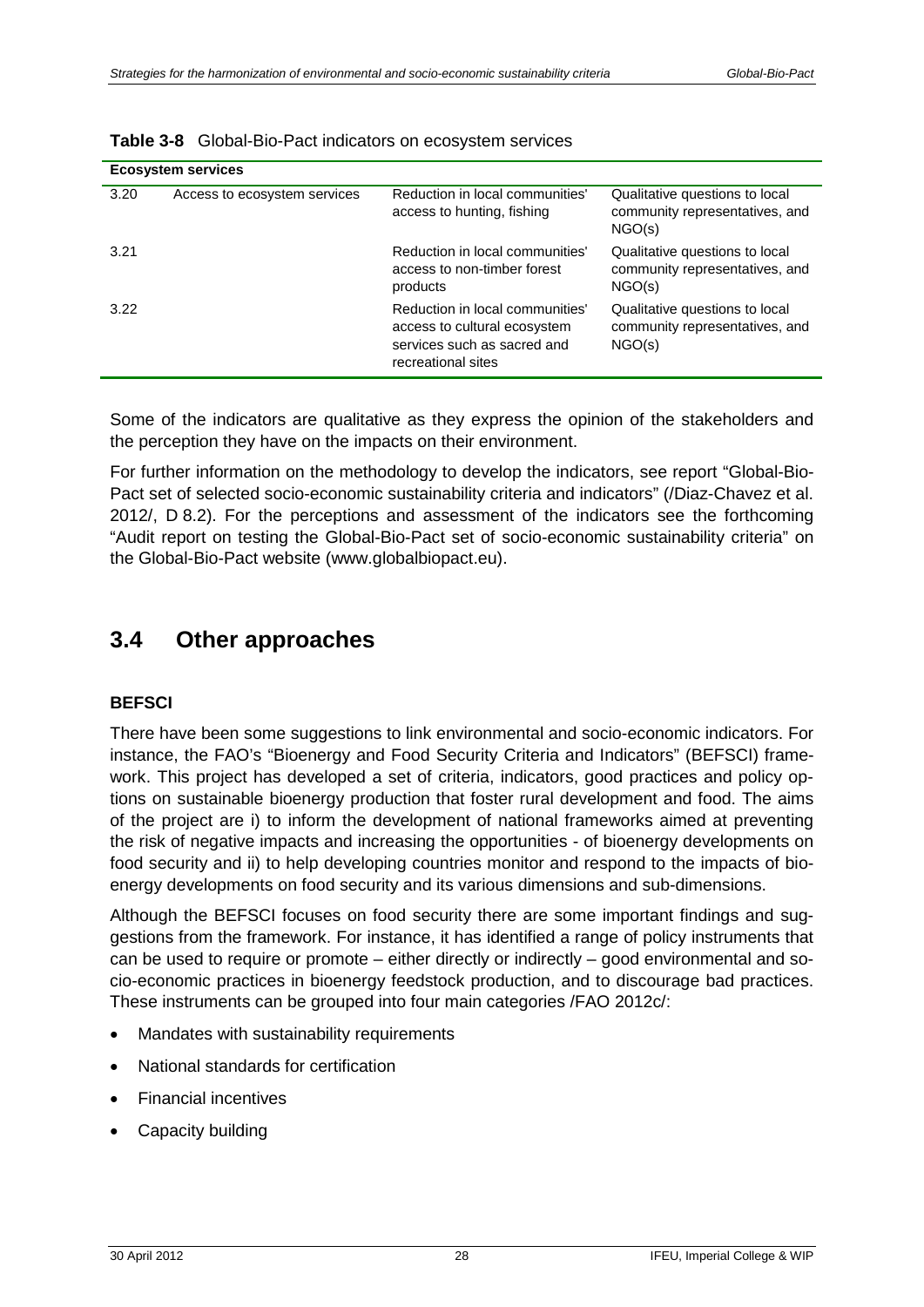**Table 3-8** Global-Bio-Pact indicators on ecosystem services

| Ecosystem services | | | |
|---|---|---|---|
| 3.20 | Access to ecosystem services | Reduction in local communities' access to hunting, fishing | Qualitative questions to local community representatives, and NGO(s) |
| 3.21 | | Reduction in local communities' access to non-timber forest products | Qualitative questions to local community representatives, and NGO(s) |
| 3.22 | | Reduction in local communities' access to cultural ecosystem services such as sacred and recreational sites | Qualitative questions to local community representatives, and NGO(s) |

Some of the indicators are qualitative as they express the opinion of the stakeholders and the perception they have on the impacts on their environment.

For further information on the methodology to develop the indicators, see report "Global-Bio-Pact set of selected socio-economic sustainability criteria and indicators" (/Diaz-Chavez et al. 2012/, D 8.2). For the perceptions and assessment of the indicators see the forthcoming "Audit report on testing the Global-Bio-Pact set of socio-economic sustainability criteria" on the Global-Bio-Pact website (www.globalbiopact.eu).

## 3.4 Other approaches

**BEFSCI**

There have been some suggestions to link environmental and socio-economic indicators. For instance, the FAO's "Bioenergy and Food Security Criteria and Indicators" (BEFSCI) framework. This project has developed a set of criteria, indicators, good practices and policy options on sustainable bioenergy production that foster rural development and food. The aims of the project are i) to inform the development of national frameworks aimed at preventing the risk of negative impacts and increasing the opportunities - of bioenergy developments on food security and ii) to help developing countries monitor and respond to the impacts of bioenergy developments on food security and its various dimensions and sub-dimensions.

Although the BEFSCI focuses on food security there are some important findings and suggestions from the framework. For instance, it has identified a range of policy instruments that can be used to require or promote – either directly or indirectly – good environmental and socio-economic practices in bioenergy feedstock production, and to discourage bad practices. These instruments can be grouped into four main categories /FAO 2012c/:

- Mandates with sustainability requirements
- National standards for certification
- Financial incentives
- Capacity building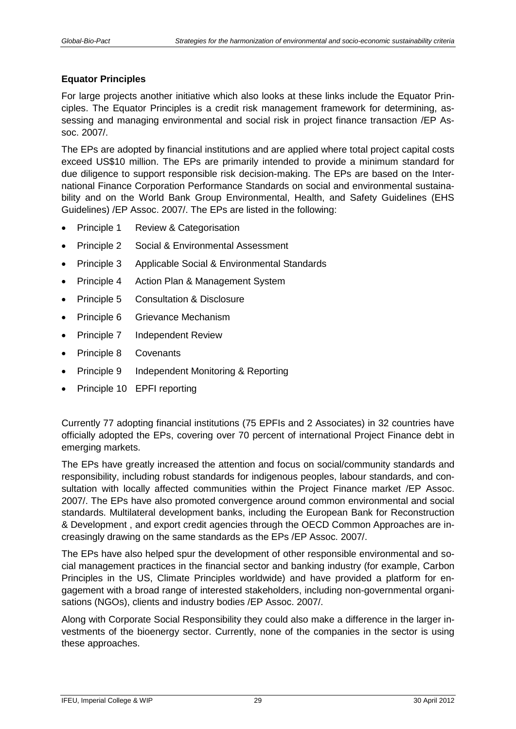**Equator Principles**

For large projects another initiative which also looks at these links include the Equator Principles. The Equator Principles is a credit risk management framework for determining, assessing and managing environmental and social risk in project finance transaction /EP Assoc. 2007/.

The EPs are adopted by financial institutions and are applied where total project capital costs exceed US$10 million. The EPs are primarily intended to provide a minimum standard for due diligence to support responsible risk decision-making. The EPs are based on the International Finance Corporation Performance Standards on social and environmental sustainability and on the World Bank Group Environmental, Health, and Safety Guidelines (EHS Guidelines) /EP Assoc. 2007/. The EPs are listed in the following:

- Principle 1 Review & Categorisation
- Principle 2 Social & Environmental Assessment
- Principle 3 Applicable Social & Environmental Standards
- Principle 4 Action Plan & Management System
- Principle 5 Consultation & Disclosure
- Principle 6 Grievance Mechanism
- Principle 7 Independent Review
- Principle 8 Covenants
- Principle 9 Independent Monitoring & Reporting
- Principle 10 EPFI reporting

Currently 77 adopting financial institutions (75 EPFIs and 2 Associates) in 32 countries have officially adopted the EPs, covering over 70 percent of international Project Finance debt in emerging markets.

The EPs have greatly increased the attention and focus on social/community standards and responsibility, including robust standards for indigenous peoples, labour standards, and consultation with locally affected communities within the Project Finance market /EP Assoc. 2007/. The EPs have also promoted convergence around common environmental and social standards. Multilateral development banks, including the European Bank for Reconstruction & Development , and export credit agencies through the OECD Common Approaches are increasingly drawing on the same standards as the EPs /EP Assoc. 2007/.

The EPs have also helped spur the development of other responsible environmental and social management practices in the financial sector and banking industry (for example, Carbon Principles in the US, Climate Principles worldwide) and have provided a platform for engagement with a broad range of interested stakeholders, including non-governmental organisations (NGOs), clients and industry bodies /EP Assoc. 2007/.

Along with Corporate Social Responsibility they could also make a difference in the larger investments of the bioenergy sector. Currently, none of the companies in the sector is using these approaches.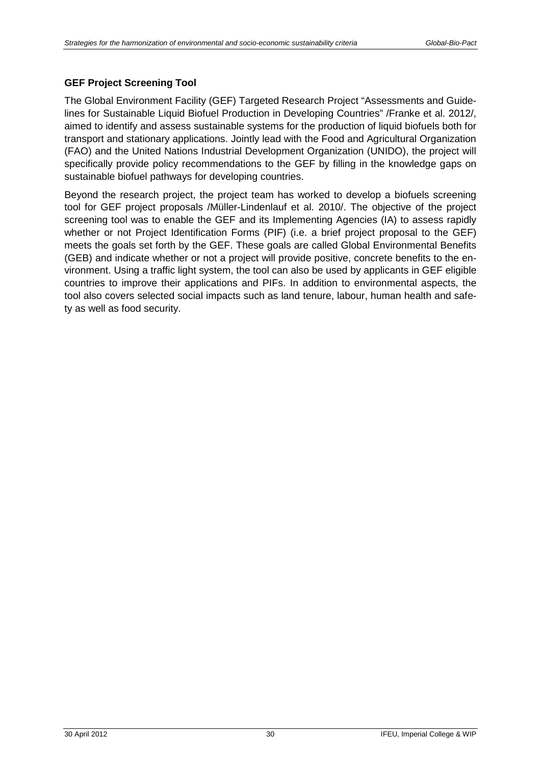### GEF Project Screening Tool

The Global Environment Facility (GEF) Targeted Research Project “Assessments and Guidelines for Sustainable Liquid Biofuel Production in Developing Countries” /Franke et al. 2012/, aimed to identify and assess sustainable systems for the production of liquid biofuels both for transport and stationary applications. Jointly lead with the Food and Agricultural Organization (FAO) and the United Nations Industrial Development Organization (UNIDO), the project will specifically provide policy recommendations to the GEF by filling in the knowledge gaps on sustainable biofuel pathways for developing countries.

Beyond the research project, the project team has worked to develop a biofuels screening tool for GEF project proposals /Müller-Lindenlauf et al. 2010/. The objective of the project screening tool was to enable the GEF and its Implementing Agencies (IA) to assess rapidly whether or not Project Identification Forms (PIF) (i.e. a brief project proposal to the GEF) meets the goals set forth by the GEF. These goals are called Global Environmental Benefits (GEB) and indicate whether or not a project will provide positive, concrete benefits to the environment. Using a traffic light system, the tool can also be used by applicants in GEF eligible countries to improve their applications and PIFs. In addition to environmental aspects, the tool also covers selected social impacts such as land tenure, labour, human health and safety as well as food security.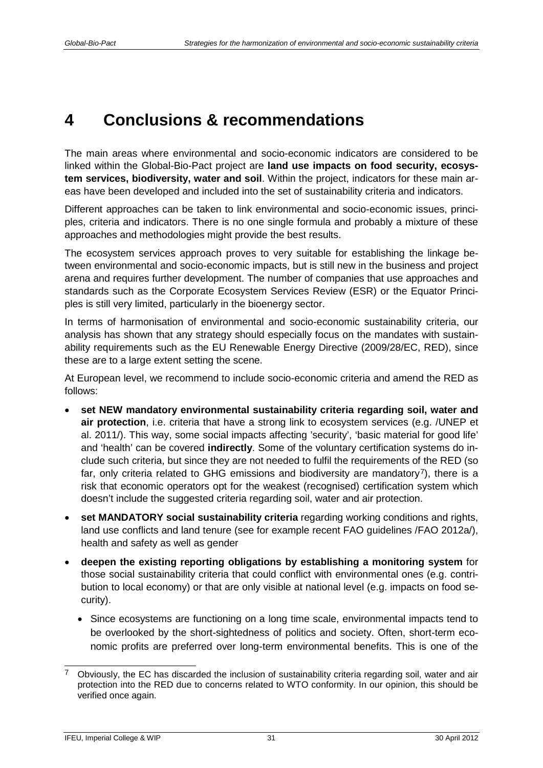# 4 Conclusions & recommendations

The main areas where environmental and socio-economic indicators are considered to be linked within the Global-Bio-Pact project are **land use impacts on food security, ecosystem services, biodiversity, water and soil**. Within the project, indicators for these main areas have been developed and included into the set of sustainability criteria and indicators.

Different approaches can be taken to link environmental and socio-economic issues, principles, criteria and indicators. There is no one single formula and probably a mixture of these approaches and methodologies might provide the best results.

The ecosystem services approach proves to very suitable for establishing the linkage between environmental and socio-economic impacts, but is still new in the business and project arena and requires further development. The number of companies that use approaches and standards such as the Corporate Ecosystem Services Review (ESR) or the Equator Principles is still very limited, particularly in the bioenergy sector.

In terms of harmonisation of environmental and socio-economic sustainability criteria, our analysis has shown that any strategy should especially focus on the mandates with sustainability requirements such as the EU Renewable Energy Directive (2009/28/EC, RED), since these are to a large extent setting the scene.

At European level, we recommend to include socio-economic criteria and amend the RED as follows:

- **set NEW mandatory environmental sustainability criteria regarding soil, water and air protection**, i.e. criteria that have a strong link to ecosystem services (e.g. /UNEP et al. 2011/). This way, some social impacts affecting 'security', 'basic material for good life' and 'health' can be covered **indirectly**. Some of the voluntary certification systems do include such criteria, but since they are not needed to fulfil the requirements of the RED (so far, only criteria related to GHG emissions and biodiversity are mandatory[7]), there is a risk that economic operators opt for the weakest (recognised) certification system which doesn't include the suggested criteria regarding soil, water and air protection.
- **set MANDATORY social sustainability criteria** regarding working conditions and rights, land use conflicts and land tenure (see for example recent FAO guidelines /FAO 2012a/), health and safety as well as gender
- **deepen the existing reporting obligations by establishing a monitoring system** for those social sustainability criteria that could conflict with environmental ones (e.g. contribution to local economy) or that are only visible at national level (e.g. impacts on food security).
  - Since ecosystems are functioning on a long time scale, environmental impacts tend to be overlooked by the short-sightedness of politics and society. Often, short-term economic profits are preferred over long-term environmental benefits. This is one of the

[7] Obviously, the EC has discarded the inclusion of sustainability criteria regarding soil, water and air protection into the RED due to concerns related to WTO conformity. In our opinion, this should be verified once again.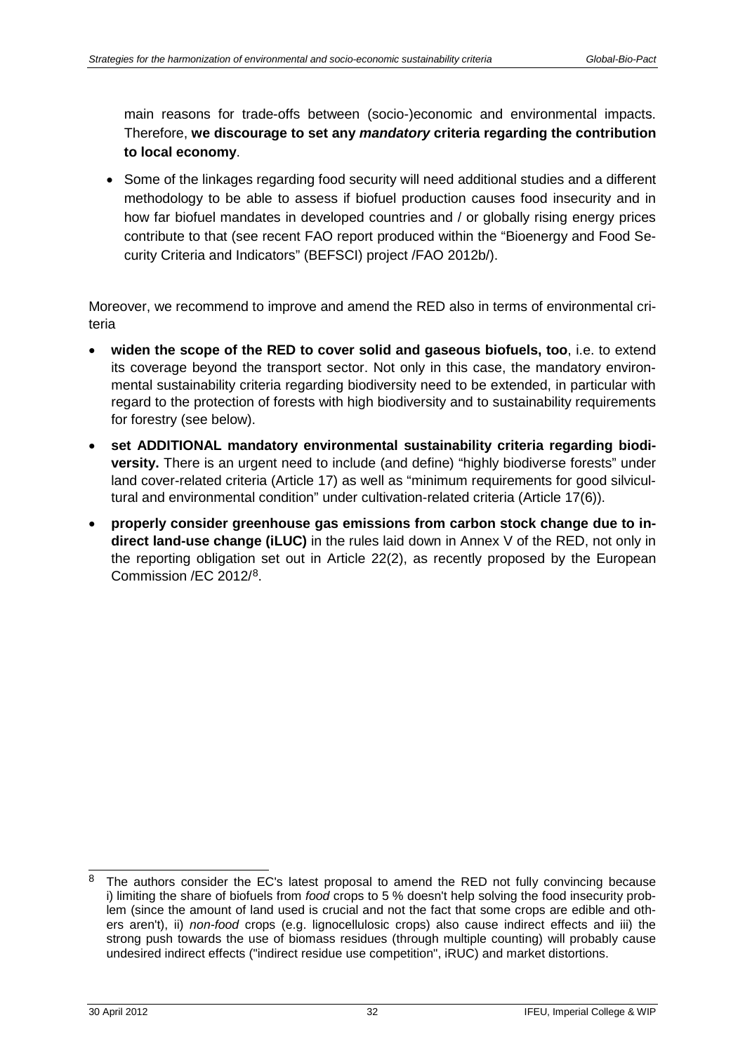main reasons for trade-offs between (socio-)economic and environmental impacts. Therefore, **we discourage to set any *mandatory* criteria regarding the contribution to local economy**.

- Some of the linkages regarding food security will need additional studies and a different methodology to be able to assess if biofuel production causes food insecurity and in how far biofuel mandates in developed countries and / or globally rising energy prices contribute to that (see recent FAO report produced within the "Bioenergy and Food Security Criteria and Indicators" (BEFSCI) project /FAO 2012b/).

Moreover, we recommend to improve and amend the RED also in terms of environmental criteria

- **widen the scope of the RED to cover solid and gaseous biofuels, too**, i.e. to extend its coverage beyond the transport sector. Not only in this case, the mandatory environmental sustainability criteria regarding biodiversity need to be extended, in particular with regard to the protection of forests with high biodiversity and to sustainability requirements for forestry (see below).
- **set ADDITIONAL mandatory environmental sustainability criteria regarding biodiversity.** There is an urgent need to include (and define) "highly biodiverse forests" under land cover-related criteria (Article 17) as well as "minimum requirements for good silvicultural and environmental condition" under cultivation-related criteria (Article 17(6)).
- **properly consider greenhouse gas emissions from carbon stock change due to indirect land-use change (iLUC)** in the rules laid down in Annex V of the RED, not only in the reporting obligation set out in Article 22(2), as recently proposed by the European Commission /EC 2012/[8].

---

[8] The authors consider the EC's latest proposal to amend the RED not fully convincing because i) limiting the share of biofuels from *food* crops to 5 % doesn't help solving the food insecurity problem (since the amount of land used is crucial and not the fact that some crops are edible and others aren't), ii) *non-food* crops (e.g. lignocellulosic crops) also cause indirect effects and iii) the strong push towards the use of biomass residues (through multiple counting) will probably cause undesired indirect effects ("indirect residue use competition", iRUC) and market distortions.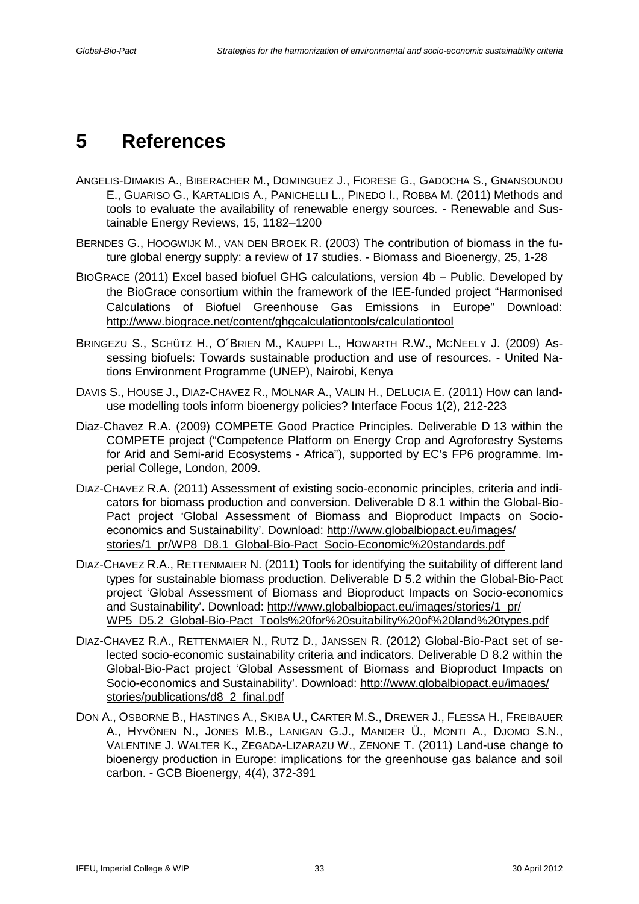# 5 References

ANGELIS-DIMAKIS A., BIBERACHER M., DOMINGUEZ J., FIORESE G., GADOCHA S., GNANSOUNOU E., GUARISO G., KARTALIDIS A., PANICHELLI L., PINEDO I., ROBBA M. (2011) Methods and tools to evaluate the availability of renewable energy sources. - Renewable and Sustainable Energy Reviews, 15, 1182–1200

BERNDES G., HOOGWIJK M., VAN DEN BROEK R. (2003) The contribution of biomass in the future global energy supply: a review of 17 studies. - Biomass and Bioenergy, 25, 1-28

BIOGRACE (2011) Excel based biofuel GHG calculations, version 4b – Public. Developed by the BioGrace consortium within the framework of the IEE-funded project "Harmonised Calculations of Biofuel Greenhouse Gas Emissions in Europe" Download: http://www.biograce.net/content/ghgcalculationtools/calculationtool

BRINGEZU S., SCHÜTZ H., O´BRIEN M., KAUPPI L., HOWARTH R.W., MCNEELY J. (2009) Assessing biofuels: Towards sustainable production and use of resources. - United Nations Environment Programme (UNEP), Nairobi, Kenya

DAVIS S., HOUSE J., DIAZ-CHAVEZ R., MOLNAR A., VALIN H., DELUCIA E. (2011) How can land-use modelling tools inform bioenergy policies? Interface Focus 1(2), 212-223

Diaz-Chavez R.A. (2009) COMPETE Good Practice Principles. Deliverable D 13 within the COMPETE project ("Competence Platform on Energy Crop and Agroforestry Systems for Arid and Semi-arid Ecosystems - Africa"), supported by EC's FP6 programme. Imperial College, London, 2009.

DIAZ-CHAVEZ R.A. (2011) Assessment of existing socio-economic principles, criteria and indicators for biomass production and conversion. Deliverable D 8.1 within the Global-Bio-Pact project 'Global Assessment of Biomass and Bioproduct Impacts on Socio-economics and Sustainability'. Download: http://www.globalbiopact.eu/images/stories/1_pr/WP8_D8.1_Global-Bio-Pact_Socio-Economic%20standards.pdf

DIAZ-CHAVEZ R.A., RETTENMAIER N. (2011) Tools for identifying the suitability of different land types for sustainable biomass production. Deliverable D 5.2 within the Global-Bio-Pact project 'Global Assessment of Biomass and Bioproduct Impacts on Socio-economics and Sustainability'. Download: http://www.globalbiopact.eu/images/stories/1_pr/WP5_D5.2_Global-Bio-Pact_Tools%20for%20suitability%20of%20land%20types.pdf

DIAZ-CHAVEZ R.A., RETTENMAIER N., RUTZ D., JANSSEN R. (2012) Global-Bio-Pact set of selected socio-economic sustainability criteria and indicators. Deliverable D 8.2 within the Global-Bio-Pact project 'Global Assessment of Biomass and Bioproduct Impacts on Socio-economics and Sustainability'. Download: http://www.globalbiopact.eu/images/stories/publications/d8_2_final.pdf

DON A., OSBORNE B., HASTINGS A., SKIBA U., CARTER M.S., DREWER J., FLESSA H., FREIBAUER A., HYVÖNEN N., JONES M.B., LANIGAN G.J., MANDER Ü., MONTI A., DJOMO S.N., VALENTINE J. WALTER K., ZEGADA-LIZARAZU W., ZENONE T. (2011) Land-use change to bioenergy production in Europe: implications for the greenhouse gas balance and soil carbon. - GCB Bioenergy, 4(4), 372-391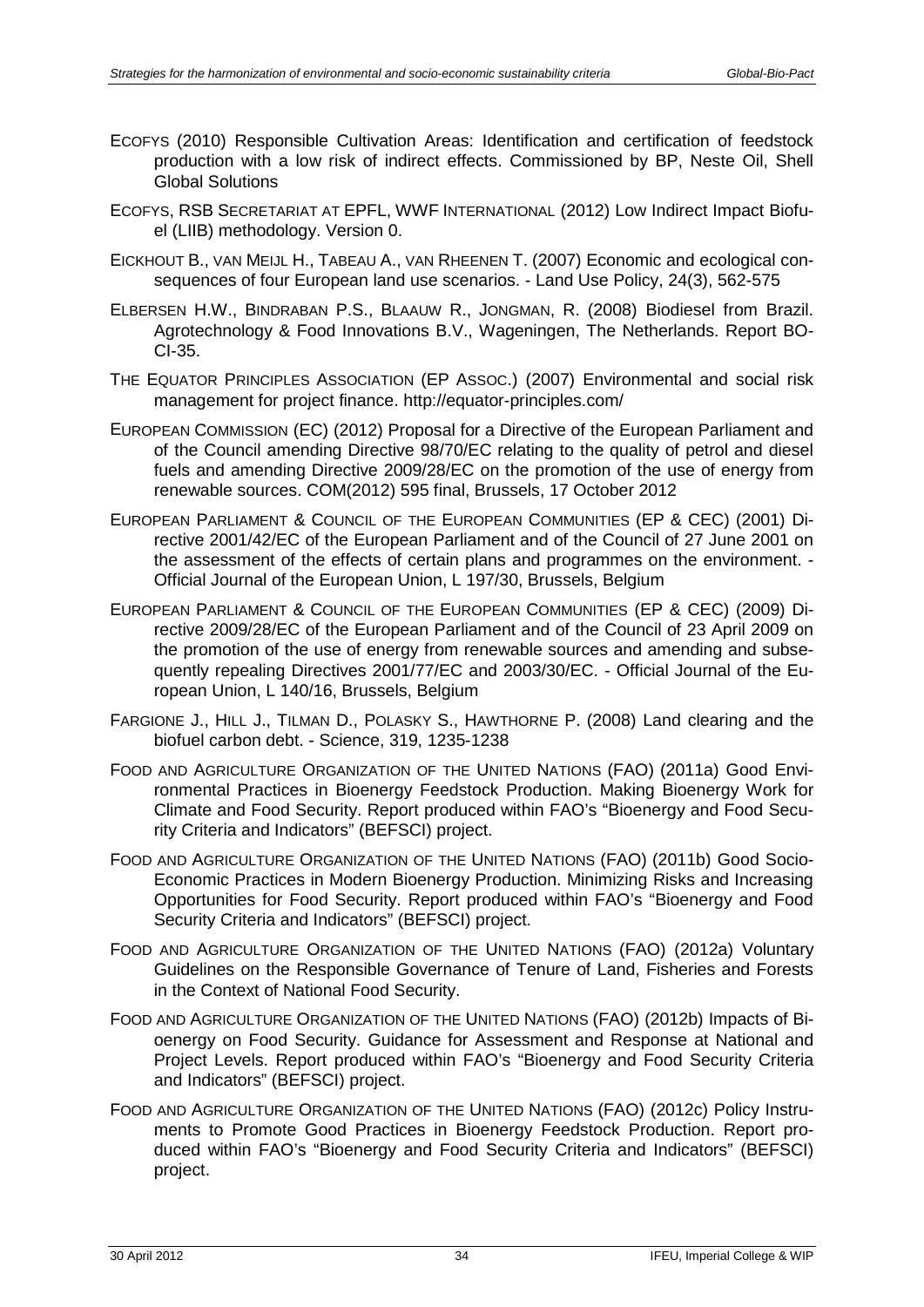ECOFYS (2010) Responsible Cultivation Areas: Identification and certification of feedstock production with a low risk of indirect effects. Commissioned by BP, Neste Oil, Shell Global Solutions

ECOFYS, RSB SECRETARIAT AT EPFL, WWF INTERNATIONAL (2012) Low Indirect Impact Biofuel (LIIB) methodology. Version 0.

EICKHOUT B., VAN MEIJL H., TABEAU A., VAN RHEENEN T. (2007) Economic and ecological consequences of four European land use scenarios. - Land Use Policy, 24(3), 562-575

ELBERSEN H.W., BINDRABAN P.S., BLAAUW R., JONGMAN, R. (2008) Biodiesel from Brazil. Agrotechnology & Food Innovations B.V., Wageningen, The Netherlands. Report BO-CI-35.

THE EQUATOR PRINCIPLES ASSOCIATION (EP ASSOC.) (2007) Environmental and social risk management for project finance. http://equator-principles.com/

EUROPEAN COMMISSION (EC) (2012) Proposal for a Directive of the European Parliament and of the Council amending Directive 98/70/EC relating to the quality of petrol and diesel fuels and amending Directive 2009/28/EC on the promotion of the use of energy from renewable sources. COM(2012) 595 final, Brussels, 17 October 2012

EUROPEAN PARLIAMENT & COUNCIL OF THE EUROPEAN COMMUNITIES (EP & CEC) (2001) Directive 2001/42/EC of the European Parliament and of the Council of 27 June 2001 on the assessment of the effects of certain plans and programmes on the environment. - Official Journal of the European Union, L 197/30, Brussels, Belgium

EUROPEAN PARLIAMENT & COUNCIL OF THE EUROPEAN COMMUNITIES (EP & CEC) (2009) Directive 2009/28/EC of the European Parliament and of the Council of 23 April 2009 on the promotion of the use of energy from renewable sources and amending and subsequently repealing Directives 2001/77/EC and 2003/30/EC. - Official Journal of the European Union, L 140/16, Brussels, Belgium

FARGIONE J., HILL J., TILMAN D., POLASKY S., HAWTHORNE P. (2008) Land clearing and the biofuel carbon debt. - Science, 319, 1235-1238

FOOD AND AGRICULTURE ORGANIZATION OF THE UNITED NATIONS (FAO) (2011a) Good Environmental Practices in Bioenergy Feedstock Production. Making Bioenergy Work for Climate and Food Security. Report produced within FAO's "Bioenergy and Food Security Criteria and Indicators" (BEFSCI) project.

FOOD AND AGRICULTURE ORGANIZATION OF THE UNITED NATIONS (FAO) (2011b) Good Socio-Economic Practices in Modern Bioenergy Production. Minimizing Risks and Increasing Opportunities for Food Security. Report produced within FAO's "Bioenergy and Food Security Criteria and Indicators" (BEFSCI) project.

FOOD AND AGRICULTURE ORGANIZATION OF THE UNITED NATIONS (FAO) (2012a) Voluntary Guidelines on the Responsible Governance of Tenure of Land, Fisheries and Forests in the Context of National Food Security.

FOOD AND AGRICULTURE ORGANIZATION OF THE UNITED NATIONS (FAO) (2012b) Impacts of Bioenergy on Food Security. Guidance for Assessment and Response at National and Project Levels. Report produced within FAO's "Bioenergy and Food Security Criteria and Indicators" (BEFSCI) project.

FOOD AND AGRICULTURE ORGANIZATION OF THE UNITED NATIONS (FAO) (2012c) Policy Instruments to Promote Good Practices in Bioenergy Feedstock Production. Report produced within FAO's "Bioenergy and Food Security Criteria and Indicators" (BEFSCI) project.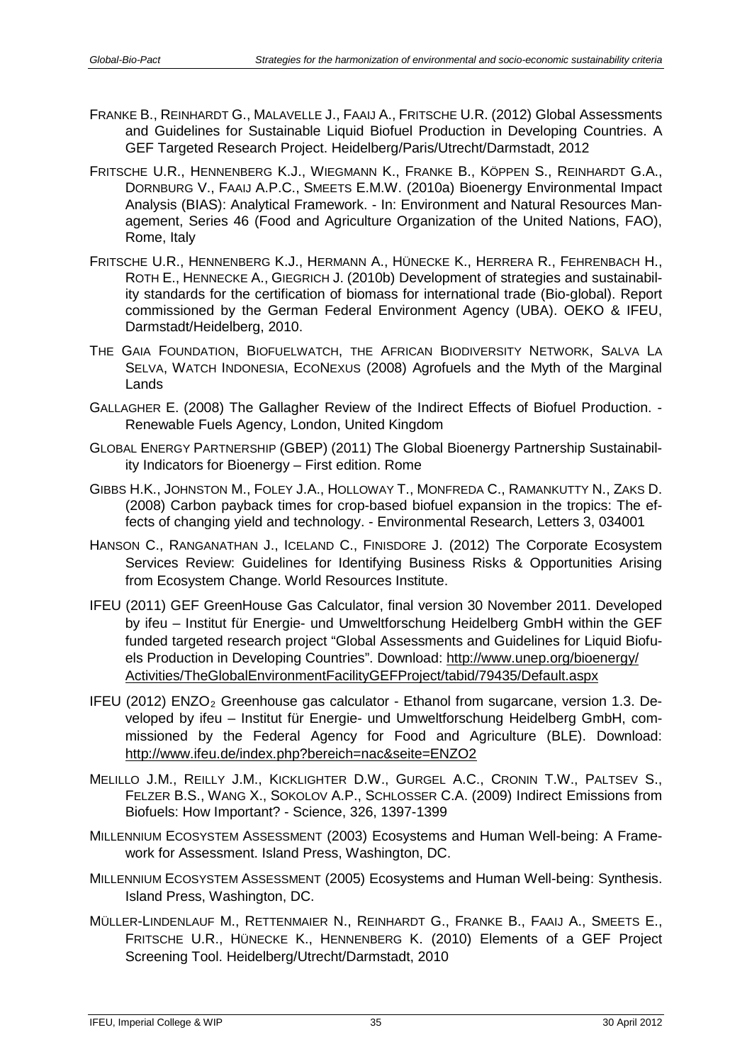FRANKE B., REINHARDT G., MALAVELLE J., FAAIJ A., FRITSCHE U.R. (2012) Global Assessments and Guidelines for Sustainable Liquid Biofuel Production in Developing Countries. A GEF Targeted Research Project. Heidelberg/Paris/Utrecht/Darmstadt, 2012

FRITSCHE U.R., HENNENBERG K.J., WIEGMANN K., FRANKE B., KÖPPEN S., REINHARDT G.A., DORNBURG V., FAAIJ A.P.C., SMEETS E.M.W. (2010a) Bioenergy Environmental Impact Analysis (BIAS): Analytical Framework. - In: Environment and Natural Resources Management, Series 46 (Food and Agriculture Organization of the United Nations, FAO), Rome, Italy

FRITSCHE U.R., HENNENBERG K.J., HERMANN A., HÜNECKE K., HERRERA R., FEHRENBACH H., ROTH E., HENNECKE A., GIEGRICH J. (2010b) Development of strategies and sustainability standards for the certification of biomass for international trade (Bio-global). Report commissioned by the German Federal Environment Agency (UBA). OEKO & IFEU, Darmstadt/Heidelberg, 2010.

THE GAIA FOUNDATION, BIOFUELWATCH, THE AFRICAN BIODIVERSITY NETWORK, SALVA LA SELVA, WATCH INDONESIA, ECONEXUS (2008) Agrofuels and the Myth of the Marginal Lands

GALLAGHER E. (2008) The Gallagher Review of the Indirect Effects of Biofuel Production. - Renewable Fuels Agency, London, United Kingdom

GLOBAL ENERGY PARTNERSHIP (GBEP) (2011) The Global Bioenergy Partnership Sustainability Indicators for Bioenergy – First edition. Rome

GIBBS H.K., JOHNSTON M., FOLEY J.A., HOLLOWAY T., MONFREDA C., RAMANKUTTY N., ZAKS D. (2008) Carbon payback times for crop-based biofuel expansion in the tropics: The effects of changing yield and technology. - Environmental Research, Letters 3, 034001

HANSON C., RANGANATHAN J., ICELAND C., FINISDORE J. (2012) The Corporate Ecosystem Services Review: Guidelines for Identifying Business Risks & Opportunities Arising from Ecosystem Change. World Resources Institute.

IFEU (2011) GEF GreenHouse Gas Calculator, final version 30 November 2011. Developed by ifeu – Institut für Energie- und Umweltforschung Heidelberg GmbH within the GEF funded targeted research project "Global Assessments and Guidelines for Liquid Biofuels Production in Developing Countries". Download: http://www.unep.org/bioenergy/Activities/TheGlobalEnvironmentFacilityGEFProject/tabid/79435/Default.aspx

IFEU (2012) $ENZO_2$ Greenhouse gas calculator - Ethanol from sugarcane, version 1.3. Developed by ifeu – Institut für Energie- und Umweltforschung Heidelberg GmbH, commissioned by the Federal Agency for Food and Agriculture (BLE). Download: http://www.ifeu.de/index.php?bereich=nac&seite=ENZO2

MELILLO J.M., REILLY J.M., KICKLIGHTER D.W., GURGEL A.C., CRONIN T.W., PALTSEV S., FELZER B.S., WANG X., SOKOLOV A.P., SCHLOSSER C.A. (2009) Indirect Emissions from Biofuels: How Important? - Science, 326, 1397-1399

MILLENNIUM ECOSYSTEM ASSESSMENT (2003) Ecosystems and Human Well-being: A Framework for Assessment. Island Press, Washington, DC.

MILLENNIUM ECOSYSTEM ASSESSMENT (2005) Ecosystems and Human Well-being: Synthesis. Island Press, Washington, DC.

MÜLLER-LINDENLAUF M., RETTENMAIER N., REINHARDT G., FRANKE B., FAAIJ A., SMEETS E., FRITSCHE U.R., HÜNECKE K., HENNENBERG K. (2010) Elements of a GEF Project Screening Tool. Heidelberg/Utrecht/Darmstadt, 2010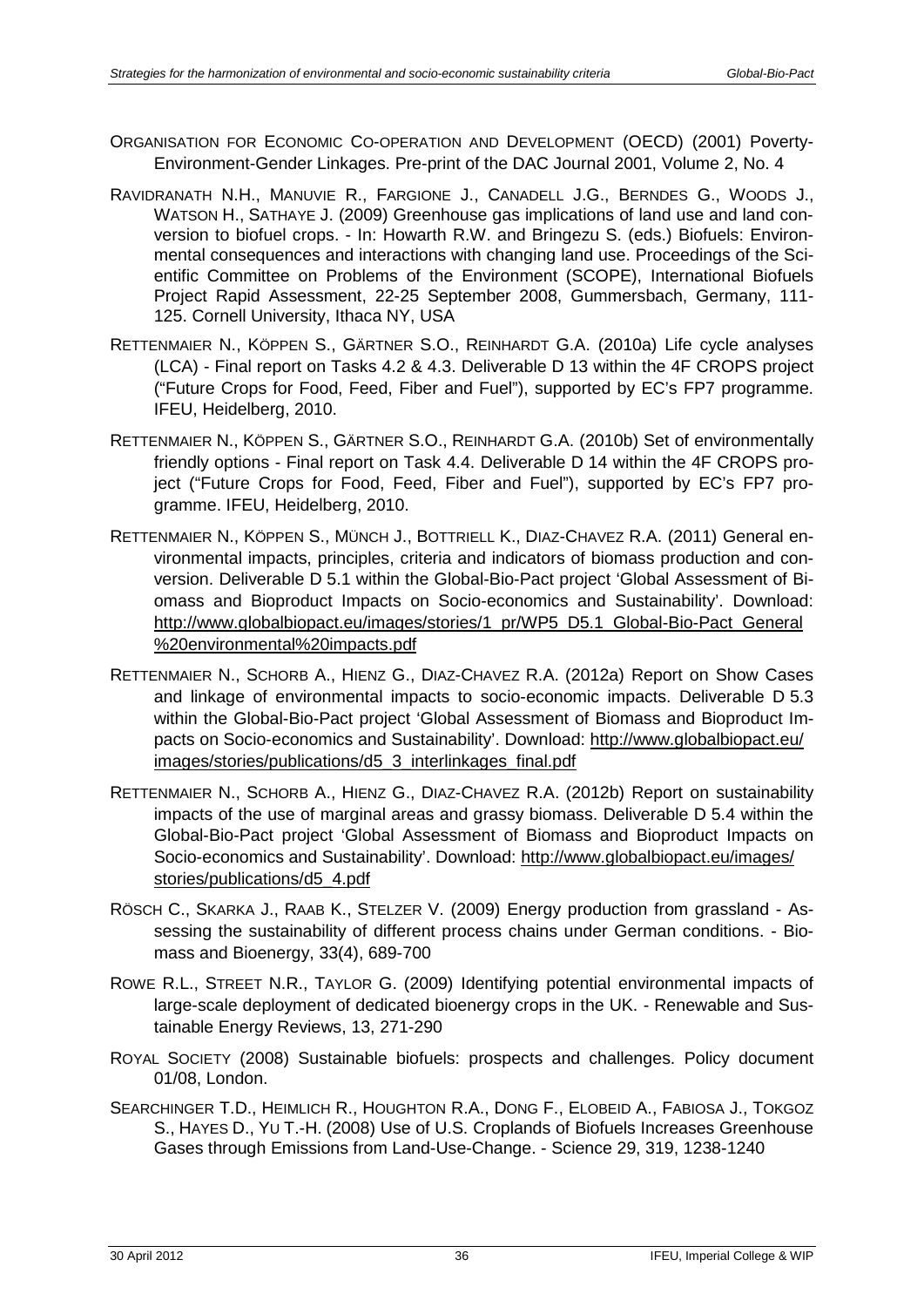ORGANISATION FOR ECONOMIC CO-OPERATION AND DEVELOPMENT (OECD) (2001) Poverty-Environment-Gender Linkages. Pre-print of the DAC Journal 2001, Volume 2, No. 4

RAVIDRANATH N.H., MANUVIE R., FARGIONE J., CANADELL J.G., BERNDES G., WOODS J., WATSON H., SATHAYE J. (2009) Greenhouse gas implications of land use and land conversion to biofuel crops. - In: Howarth R.W. and Bringezu S. (eds.) Biofuels: Environmental consequences and interactions with changing land use. Proceedings of the Scientific Committee on Problems of the Environment (SCOPE), International Biofuels Project Rapid Assessment, 22-25 September 2008, Gummersbach, Germany, 111-125. Cornell University, Ithaca NY, USA

RETTENMAIER N., KÖPPEN S., GÄRTNER S.O., REINHARDT G.A. (2010a) Life cycle analyses (LCA) - Final report on Tasks 4.2 & 4.3. Deliverable D 13 within the 4F CROPS project ("Future Crops for Food, Feed, Fiber and Fuel"), supported by EC's FP7 programme. IFEU, Heidelberg, 2010.

RETTENMAIER N., KÖPPEN S., GÄRTNER S.O., REINHARDT G.A. (2010b) Set of environmentally friendly options - Final report on Task 4.4. Deliverable D 14 within the 4F CROPS project ("Future Crops for Food, Feed, Fiber and Fuel"), supported by EC's FP7 programme. IFEU, Heidelberg, 2010.

RETTENMAIER N., KÖPPEN S., MÜNCH J., BOTTRIELL K., DIAZ-CHAVEZ R.A. (2011) General environmental impacts, principles, criteria and indicators of biomass production and conversion. Deliverable D 5.1 within the Global-Bio-Pact project 'Global Assessment of Biomass and Bioproduct Impacts on Socio-economics and Sustainability'. Download: http://www.globalbiopact.eu/images/stories/1_pr/WP5_D5.1_Global-Bio-Pact_General%20environmental%20impacts.pdf

RETTENMAIER N., SCHORB A., HIENZ G., DIAZ-CHAVEZ R.A. (2012a) Report on Show Cases and linkage of environmental impacts to socio-economic impacts. Deliverable D 5.3 within the Global-Bio-Pact project 'Global Assessment of Biomass and Bioproduct Impacts on Socio-economics and Sustainability'. Download: http://www.globalbiopact.eu/images/stories/publications/d5_3_interlinkages_final.pdf

RETTENMAIER N., SCHORB A., HIENZ G., DIAZ-CHAVEZ R.A. (2012b) Report on sustainability impacts of the use of marginal areas and grassy biomass. Deliverable D 5.4 within the Global-Bio-Pact project 'Global Assessment of Biomass and Bioproduct Impacts on Socio-economics and Sustainability'. Download: http://www.globalbiopact.eu/images/stories/publications/d5_4.pdf

RÖSCH C., SKARKA J., RAAB K., STELZER V. (2009) Energy production from grassland - Assessing the sustainability of different process chains under German conditions. - Biomass and Bioenergy, 33(4), 689-700

ROWE R.L., STREET N.R., TAYLOR G. (2009) Identifying potential environmental impacts of large-scale deployment of dedicated bioenergy crops in the UK. - Renewable and Sustainable Energy Reviews, 13, 271-290

ROYAL SOCIETY (2008) Sustainable biofuels: prospects and challenges. Policy document 01/08, London.

SEARCHINGER T.D., HEIMLICH R., HOUGHTON R.A., DONG F., ELOBEID A., FABIOSA J., TOKGOZ S., HAYES D., YU T.-H. (2008) Use of U.S. Croplands of Biofuels Increases Greenhouse Gases through Emissions from Land-Use-Change. - Science 29, 319, 1238-1240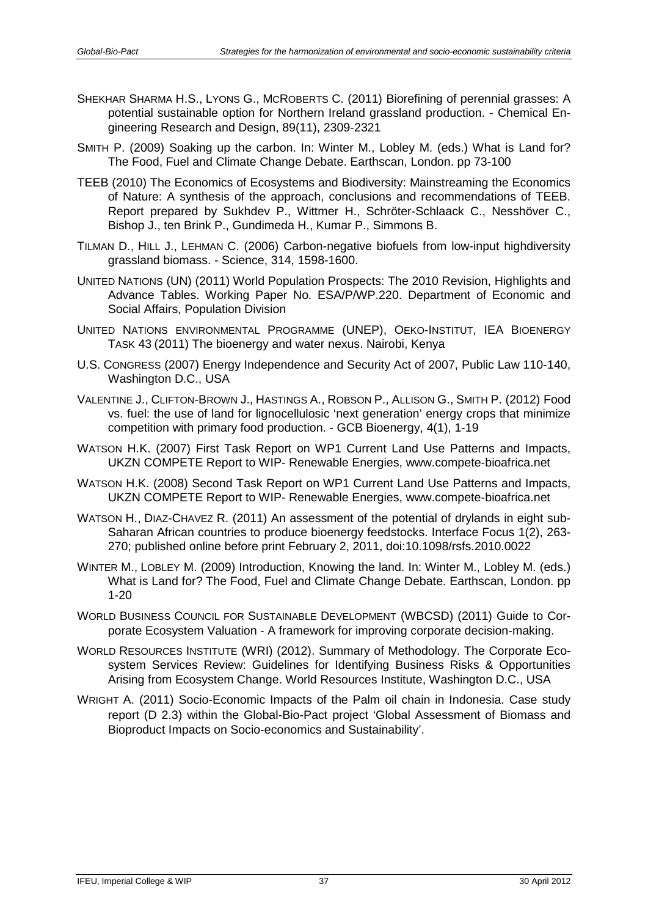SHEKHAR SHARMA H.S., LYONS G., MCROBERTS C. (2011) Biorefining of perennial grasses: A potential sustainable option for Northern Ireland grassland production. - Chemical Engineering Research and Design, 89(11), 2309-2321

SMITH P. (2009) Soaking up the carbon. In: Winter M., Lobley M. (eds.) What is Land for? The Food, Fuel and Climate Change Debate. Earthscan, London. pp 73-100

TEEB (2010) The Economics of Ecosystems and Biodiversity: Mainstreaming the Economics of Nature: A synthesis of the approach, conclusions and recommendations of TEEB. Report prepared by Sukhdev P., Wittmer H., Schröter-Schlaack C., Nesshöver C., Bishop J., ten Brink P., Gundimeda H., Kumar P., Simmons B.

TILMAN D., HILL J., LEHMAN C. (2006) Carbon-negative biofuels from low-input highdiversity grassland biomass. - Science, 314, 1598-1600.

UNITED NATIONS (UN) (2011) World Population Prospects: The 2010 Revision, Highlights and Advance Tables. Working Paper No. ESA/P/WP.220. Department of Economic and Social Affairs, Population Division

UNITED NATIONS ENVIRONMENTAL PROGRAMME (UNEP), OEKO-INSTITUT, IEA BIOENERGY TASK 43 (2011) The bioenergy and water nexus. Nairobi, Kenya

U.S. CONGRESS (2007) Energy Independence and Security Act of 2007, Public Law 110-140, Washington D.C., USA

VALENTINE J., CLIFTON-BROWN J., HASTINGS A., ROBSON P., ALLISON G., SMITH P. (2012) Food vs. fuel: the use of land for lignocellulosic 'next generation' energy crops that minimize competition with primary food production. - GCB Bioenergy, 4(1), 1-19

WATSON H.K. (2007) First Task Report on WP1 Current Land Use Patterns and Impacts, UKZN COMPETE Report to WIP- Renewable Energies, www.compete-bioafrica.net

WATSON H.K. (2008) Second Task Report on WP1 Current Land Use Patterns and Impacts, UKZN COMPETE Report to WIP- Renewable Energies, www.compete-bioafrica.net

WATSON H., DIAZ-CHAVEZ R. (2011) An assessment of the potential of drylands in eight sub-Saharan African countries to produce bioenergy feedstocks. Interface Focus 1(2), 263-270; published online before print February 2, 2011, doi:10.1098/rsfs.2010.0022

WINTER M., LOBLEY M. (2009) Introduction, Knowing the land. In: Winter M., Lobley M. (eds.) What is Land for? The Food, Fuel and Climate Change Debate. Earthscan, London. pp 1-20

WORLD BUSINESS COUNCIL FOR SUSTAINABLE DEVELOPMENT (WBCSD) (2011) Guide to Corporate Ecosystem Valuation - A framework for improving corporate decision-making.

WORLD RESOURCES INSTITUTE (WRI) (2012). Summary of Methodology. The Corporate Ecosystem Services Review: Guidelines for Identifying Business Risks & Opportunities Arising from Ecosystem Change. World Resources Institute, Washington D.C., USA

WRIGHT A. (2011) Socio-Economic Impacts of the Palm oil chain in Indonesia. Case study report (D 2.3) within the Global-Bio-Pact project 'Global Assessment of Biomass and Bioproduct Impacts on Socio-economics and Sustainability'.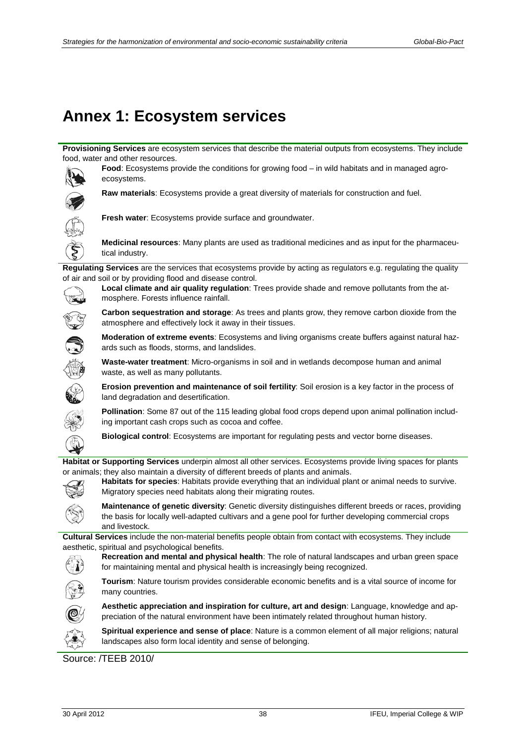# Annex 1: Ecosystem services

**Provisioning Services** are ecosystem services that describe the material outputs from ecosystems. They include food, water and other resources.

**Food**: Ecosystems provide the conditions for growing food – in wild habitats and in managed agro-ecosystems.

**Raw materials**: Ecosystems provide a great diversity of materials for construction and fuel.

**Fresh water**: Ecosystems provide surface and groundwater.

**Medicinal resources**: Many plants are used as traditional medicines and as input for the pharmaceutical industry.

**Regulating Services** are the services that ecosystems provide by acting as regulators e.g. regulating the quality of air and soil or by providing flood and disease control.

**Local climate and air quality regulation**: Trees provide shade and remove pollutants from the atmosphere. Forests influence rainfall.

**Carbon sequestration and storage**: As trees and plants grow, they remove carbon dioxide from the atmosphere and effectively lock it away in their tissues.

**Moderation of extreme events**: Ecosystems and living organisms create buffers against natural hazards such as floods, storms, and landslides.

**Waste-water treatment**: Micro-organisms in soil and in wetlands decompose human and animal waste, as well as many pollutants.

**Erosion prevention and maintenance of soil fertility**: Soil erosion is a key factor in the process of land degradation and desertification.

**Pollination**: Some 87 out of the 115 leading global food crops depend upon animal pollination including important cash crops such as cocoa and coffee.

**Biological control**: Ecosystems are important for regulating pests and vector borne diseases.

**Habitat or Supporting Services** underpin almost all other services. Ecosystems provide living spaces for plants or animals; they also maintain a diversity of different breeds of plants and animals.

**Habitats for species**: Habitats provide everything that an individual plant or animal needs to survive. Migratory species need habitats along their migrating routes.

**Maintenance of genetic diversity**: Genetic diversity distinguishes different breeds or races, providing the basis for locally well-adapted cultivars and a gene pool for further developing commercial crops and livestock.

**Cultural Services** include the non-material benefits people obtain from contact with ecosystems. They include aesthetic, spiritual and psychological benefits.

**Recreation and mental and physical health**: The role of natural landscapes and urban green space for maintaining mental and physical health is increasingly being recognized.

**Tourism**: Nature tourism provides considerable economic benefits and is a vital source of income for many countries.

**Aesthetic appreciation and inspiration for culture, art and design**: Language, knowledge and appreciation of the natural environment have been intimately related throughout human history.

**Spiritual experience and sense of place**: Nature is a common element of all major religions; natural landscapes also form local identity and sense of belonging.

Source: /TEEB 2010/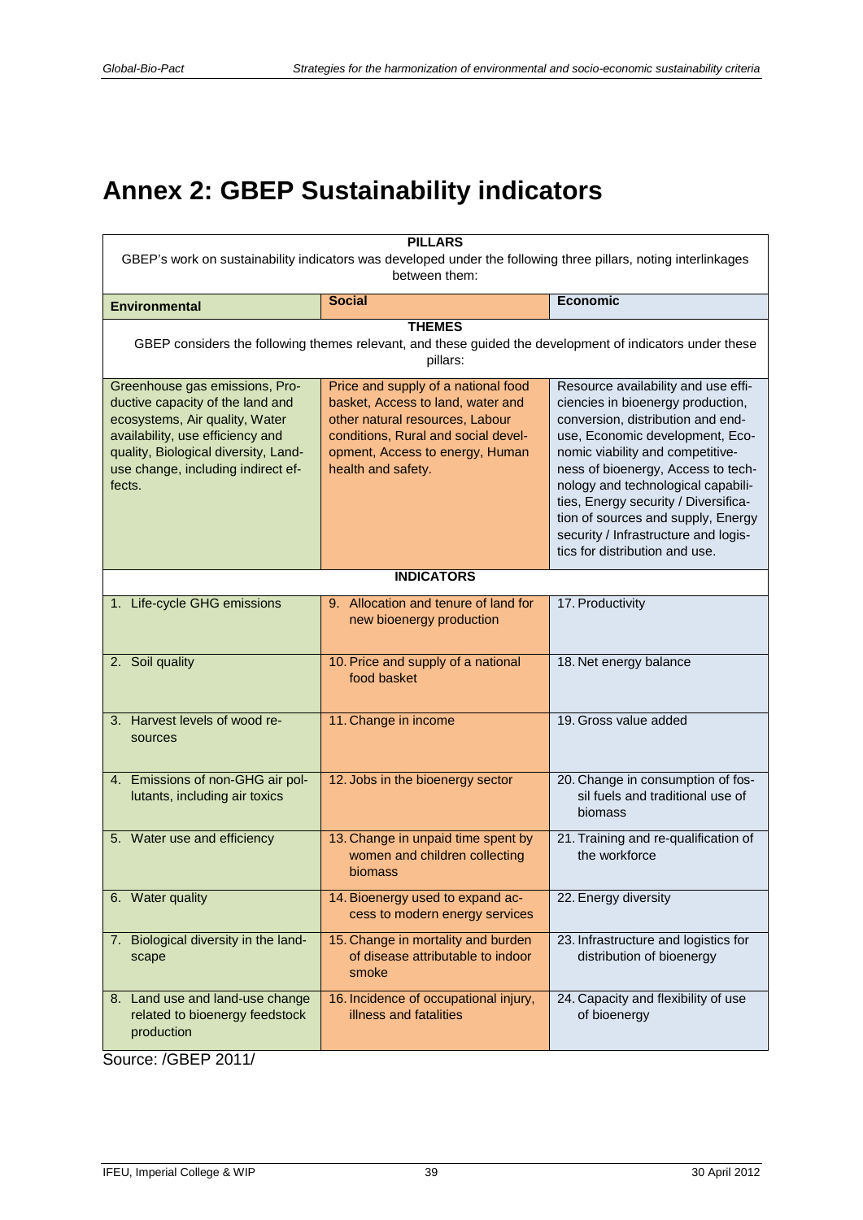# Annex 2: GBEP Sustainability indicators

| | | |
|---|---|---|
| **PILLARS**<br>GBEP's work on sustainability indicators was developed under the following three pillars, noting interlinkages between them: | | |
| **Environmental** | **Social** | **Economic** |
| **THEMES**<br>GBEP considers the following themes relevant, and these guided the development of indicators under these pillars: | | |
| Greenhouse gas emissions, Productive capacity of the land and ecosystems, Air quality, Water availability, use efficiency and quality, Biological diversity, Land-use change, including indirect effects. | Price and supply of a national food basket, Access to land, water and other natural resources, Labour conditions, Rural and social development, Access to energy, Human health and safety. | Resource availability and use efficiencies in bioenergy production, conversion, distribution and end-use, Economic development, Economic viability and competitiveness of bioenergy, Access to technology and technological capabilities, Energy security / Diversification of sources and supply, Energy security / Infrastructure and logistics for distribution and use. |
| **INDICATORS** | | |
| 1. Life-cycle GHG emissions | 9. Allocation and tenure of land for new bioenergy production | 17. Productivity |
| 2. Soil quality | 10. Price and supply of a national food basket | 18. Net energy balance |
| 3. Harvest levels of wood resources | 11. Change in income | 19. Gross value added |
| 4. Emissions of non-GHG air pollutants, including air toxics | 12. Jobs in the bioenergy sector | 20. Change in consumption of fossil fuels and traditional use of biomass |
| 5. Water use and efficiency | 13. Change in unpaid time spent by women and children collecting biomass | 21. Training and re-qualification of the workforce |
| 6. Water quality | 14. Bioenergy used to expand access to modern energy services | 22. Energy diversity |
| 7. Biological diversity in the landscape | 15. Change in mortality and burden of disease attributable to indoor smoke | 23. Infrastructure and logistics for distribution of bioenergy |
| 8. Land use and land-use change related to bioenergy feedstock production | 16. Incidence of occupational injury, illness and fatalities | 24. Capacity and flexibility of use of bioenergy |

Source: /GBEP 2011/